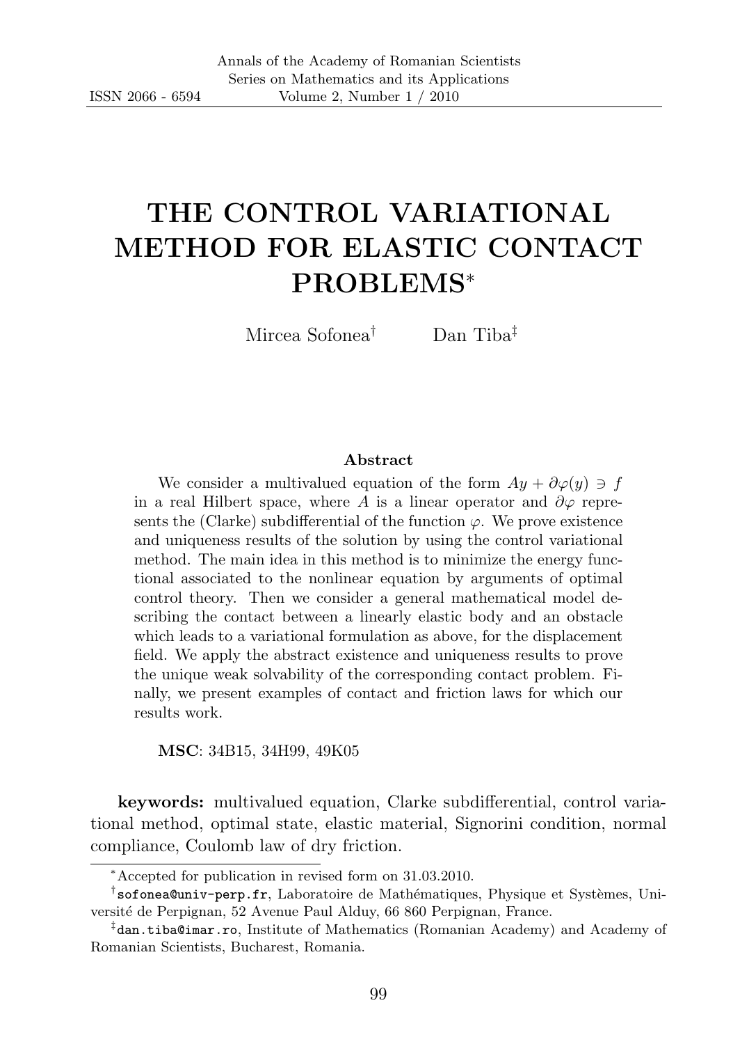# THE CONTROL VARIATIONAL METHOD FOR ELASTIC CONTACT PROBLEMS[*]

Mircea Sofonea[†] Dan Tiba[‡]

### Abstract

We consider a multivalued equation of the form $Ay + \partial\varphi(y) \ni f$ in a real Hilbert space, where $A$ is a linear operator and $\partial\varphi$ represents the (Clarke) subdifferential of the function $\varphi$. We prove existence and uniqueness results of the solution by using the control variational method. The main idea in this method is to minimize the energy functional associated to the nonlinear equation by arguments of optimal control theory. Then we consider a general mathematical model describing the contact between a linearly elastic body and an obstacle which leads to a variational formulation as above, for the displacement field. We apply the abstract existence and uniqueness results to prove the unique weak solvability of the corresponding contact problem. Finally, we present examples of contact and friction laws for which our results work.

**MSC**: 34B15, 34H99, 49K05

**keywords:** multivalued equation, Clarke subdifferential, control variational method, optimal state, elastic material, Signorini condition, normal compliance, Coulomb law of dry friction.

---

[*]Accepted for publication in revised form on 31.03.2010.

[†]sofonea@univ-perp.fr, Laboratoire de Mathématiques, Physique et Systèmes, Université de Perpignan, 52 Avenue Paul Alduy, 66 860 Perpignan, France.

[‡]dan.tiba@imar.ro, Institute of Mathematics (Romanian Academy) and Academy of Romanian Scientists, Bucharest, Romania.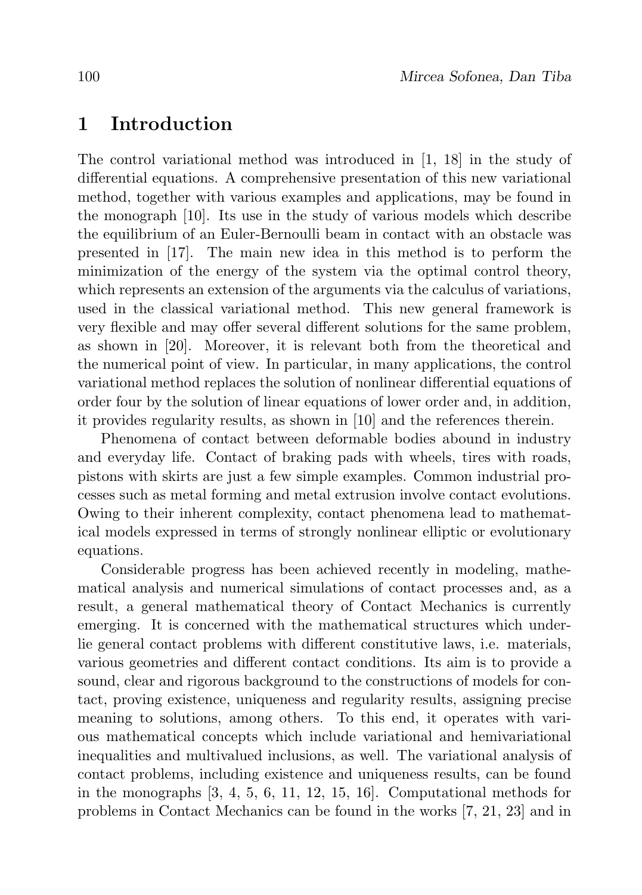## 1 Introduction

The control variational method was introduced in [1, 18] in the study of differential equations. A comprehensive presentation of this new variational method, together with various examples and applications, may be found in the monograph [10]. Its use in the study of various models which describe the equilibrium of an Euler-Bernoulli beam in contact with an obstacle was presented in [17]. The main new idea in this method is to perform the minimization of the energy of the system via the optimal control theory, which represents an extension of the arguments via the calculus of variations, used in the classical variational method. This new general framework is very flexible and may offer several different solutions for the same problem, as shown in [20]. Moreover, it is relevant both from the theoretical and the numerical point of view. In particular, in many applications, the control variational method replaces the solution of nonlinear differential equations of order four by the solution of linear equations of lower order and, in addition, it provides regularity results, as shown in [10] and the references therein.

Phenomena of contact between deformable bodies abound in industry and everyday life. Contact of braking pads with wheels, tires with roads, pistons with skirts are just a few simple examples. Common industrial processes such as metal forming and metal extrusion involve contact evolutions. Owing to their inherent complexity, contact phenomena lead to mathematical models expressed in terms of strongly nonlinear elliptic or evolutionary equations.

Considerable progress has been achieved recently in modeling, mathematical analysis and numerical simulations of contact processes and, as a result, a general mathematical theory of Contact Mechanics is currently emerging. It is concerned with the mathematical structures which underlie general contact problems with different constitutive laws, i.e. materials, various geometries and different contact conditions. Its aim is to provide a sound, clear and rigorous background to the constructions of models for contact, proving existence, uniqueness and regularity results, assigning precise meaning to solutions, among others. To this end, it operates with various mathematical concepts which include variational and hemivariational inequalities and multivalued inclusions, as well. The variational analysis of contact problems, including existence and uniqueness results, can be found in the monographs [3, 4, 5, 6, 11, 12, 15, 16]. Computational methods for problems in Contact Mechanics can be found in the works [7, 21, 23] and in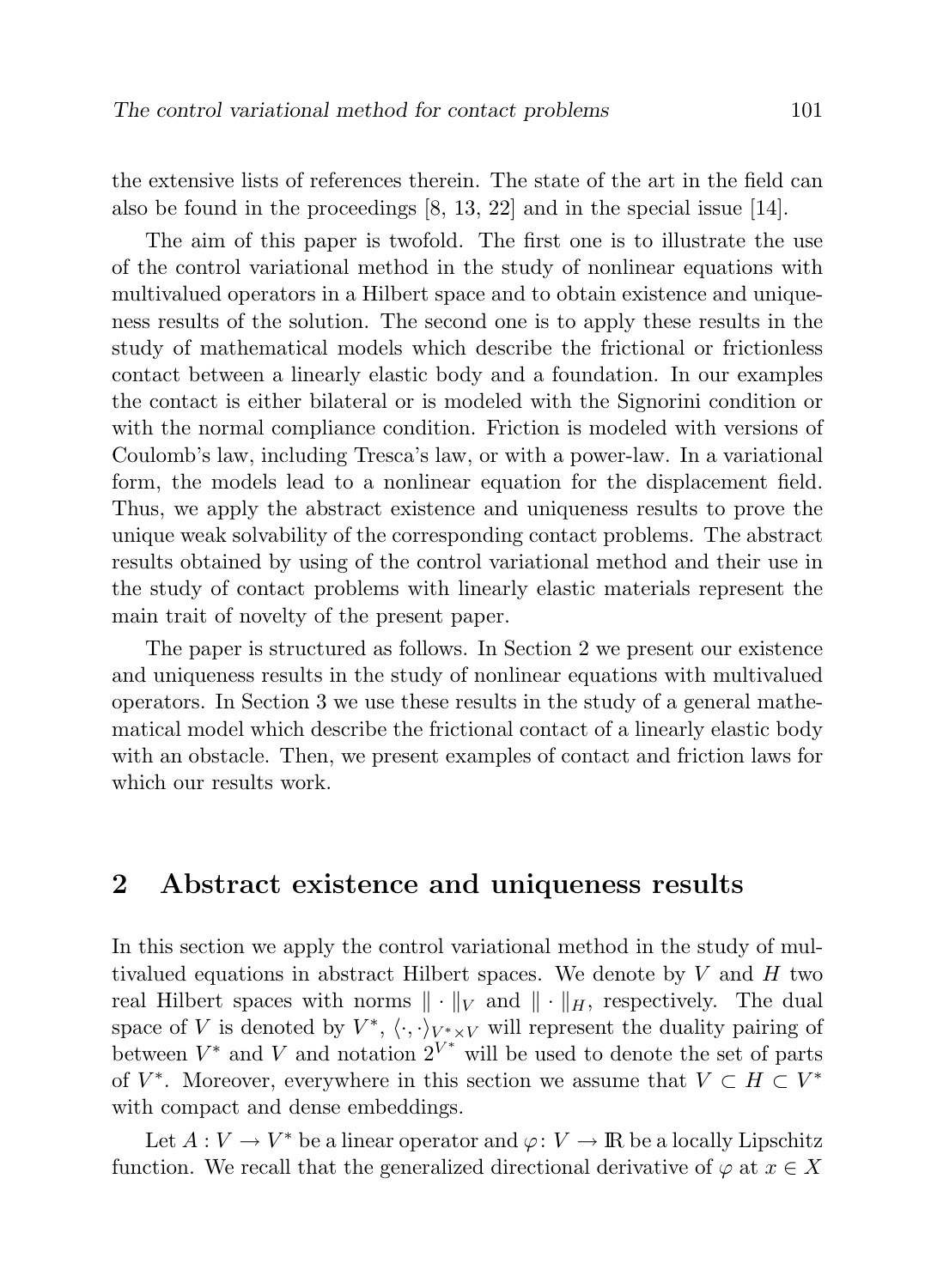the extensive lists of references therein. The state of the art in the field can also be found in the proceedings [8, 13, 22] and in the special issue [14].

The aim of this paper is twofold. The first one is to illustrate the use of the control variational method in the study of nonlinear equations with multivalued operators in a Hilbert space and to obtain existence and uniqueness results of the solution. The second one is to apply these results in the study of mathematical models which describe the frictional or frictionless contact between a linearly elastic body and a foundation. In our examples the contact is either bilateral or is modeled with the Signorini condition or with the normal compliance condition. Friction is modeled with versions of Coulomb's law, including Tresca's law, or with a power-law. In a variational form, the models lead to a nonlinear equation for the displacement field. Thus, we apply the abstract existence and uniqueness results to prove the unique weak solvability of the corresponding contact problems. The abstract results obtained by using of the control variational method and their use in the study of contact problems with linearly elastic materials represent the main trait of novelty of the present paper.

The paper is structured as follows. In Section 2 we present our existence and uniqueness results in the study of nonlinear equations with multivalued operators. In Section 3 we use these results in the study of a general mathematical model which describe the frictional contact of a linearly elastic body with an obstacle. Then, we present examples of contact and friction laws for which our results work.

## 2 Abstract existence and uniqueness results

In this section we apply the control variational method in the study of multivalued equations in abstract Hilbert spaces. We denote by $V$ and $H$ two real Hilbert spaces with norms $\|\cdot\|_V$ and $\|\cdot\|_H$, respectively. The dual space of $V$ is denoted by $V^*$, $\langle\cdot,\cdot\rangle_{V^*\times V}$ will represent the duality pairing of between $V^*$ and $V$ and notation $2^{V^*}$ will be used to denote the set of parts of $V^*$. Moreover, everywhere in this section we assume that $V \subset H \subset V^*$ with compact and dense embeddings.

Let $A : V \to V^*$ be a linear operator and $\varphi\colon V \to \mathbb{R}$ be a locally Lipschitz function. We recall that the generalized directional derivative of $\varphi$ at $x \in X$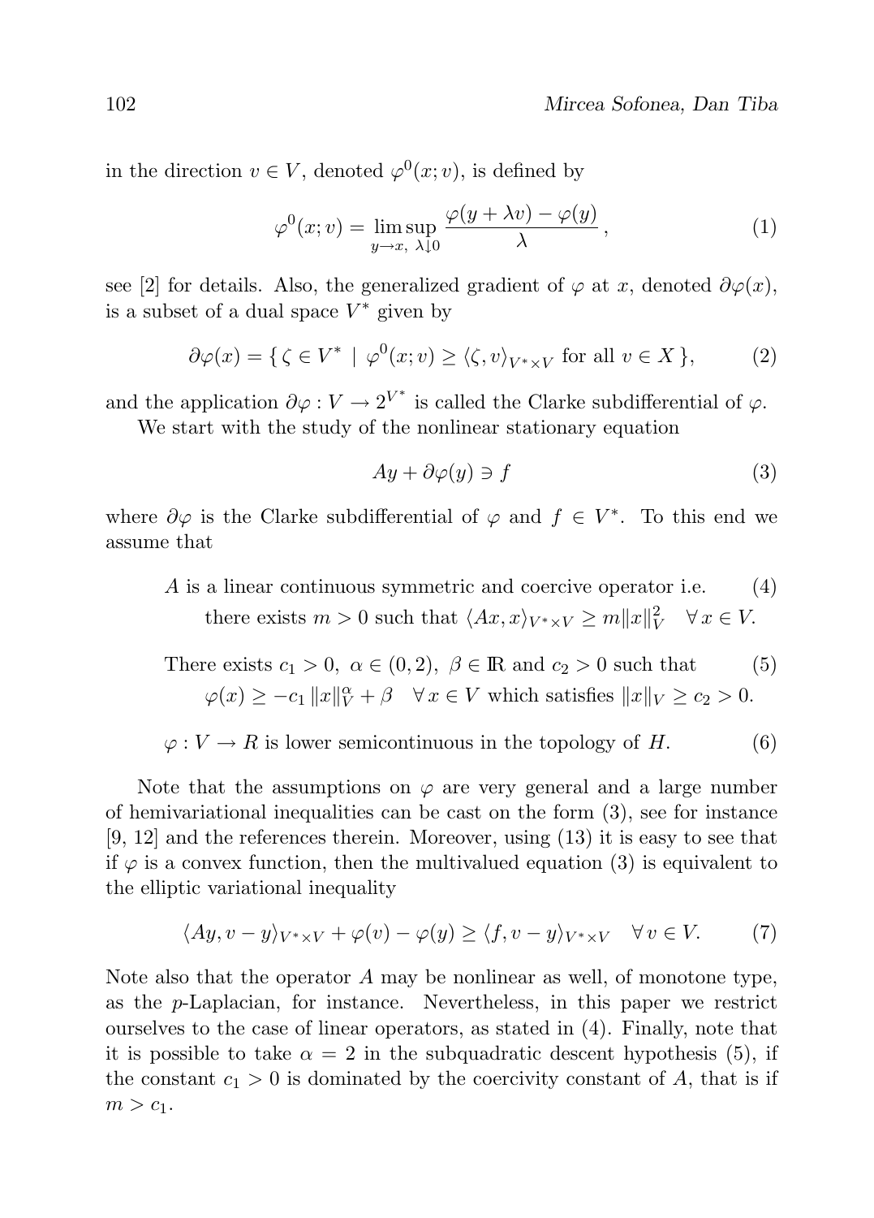in the direction $v \in V$, denoted $\varphi^0(x; v)$, is defined by

$$\varphi^0(x;v) = \limsup_{y \to x,\ \lambda \downarrow 0} \frac{\varphi(y + \lambda v) - \varphi(y)}{\lambda}\,, \tag{1}$$

see [2] for details. Also, the generalized gradient of $\varphi$ at $x$, denoted $\partial\varphi(x)$, is a subset of a dual space $V^*$ given by

$$\partial\varphi(x) = \{\, \zeta \in V^* \mid \varphi^0(x;v) \geq \langle \zeta, v\rangle_{V^* \times V} \text{ for all } v \in X \,\}, \tag{2}$$

and the application $\partial\varphi : V \to 2^{V^*}$ is called the Clarke subdifferential of $\varphi$.

We start with the study of the nonlinear stationary equation

$$Ay + \partial\varphi(y) \ni f \tag{3}$$

where $\partial\varphi$ is the Clarke subdifferential of $\varphi$ and $f \in V^*$. To this end we assume that

$$\begin{aligned} &A \text{ is a linear continuous symmetric and coercive operator i.e.} \\ &\quad \text{there exists } m > 0 \text{ such that } \langle Ax, x\rangle_{V^* \times V} \geq m\|x\|_V^2 \quad \forall\, x \in V. \end{aligned} \tag{4}$$

$$\begin{aligned} &\text{There exists } c_1 > 0,\ \alpha \in (0,2),\ \beta \in \mathbb{R} \text{ and } c_2 > 0 \text{ such that} \\ &\quad \varphi(x) \geq -c_1\, \|x\|_V^\alpha + \beta \quad \forall\, x \in V \text{ which satisfies } \|x\|_V \geq c_2 > 0. \end{aligned} \tag{5}$$

$$\varphi : V \to R \text{ is lower semicontinuous in the topology of } H. \tag{6}$$

Note that the assumptions on $\varphi$ are very general and a large number of hemivariational inequalities can be cast on the form (3), see for instance [9, 12] and the references therein. Moreover, using (13) it is easy to see that if $\varphi$ is a convex function, then the multivalued equation (3) is equivalent to the elliptic variational inequality

$$\langle Ay, v - y\rangle_{V^* \times V} + \varphi(v) - \varphi(y) \geq \langle f, v - y\rangle_{V^* \times V} \quad \forall\, v \in V. \tag{7}$$

Note also that the operator $A$ may be nonlinear as well, of monotone type, as the $p$-Laplacian, for instance. Nevertheless, in this paper we restrict ourselves to the case of linear operators, as stated in (4). Finally, note that it is possible to take $\alpha = 2$ in the subquadratic descent hypothesis (5), if the constant $c_1 > 0$ is dominated by the coercivity constant of $A$, that is if $m > c_1$.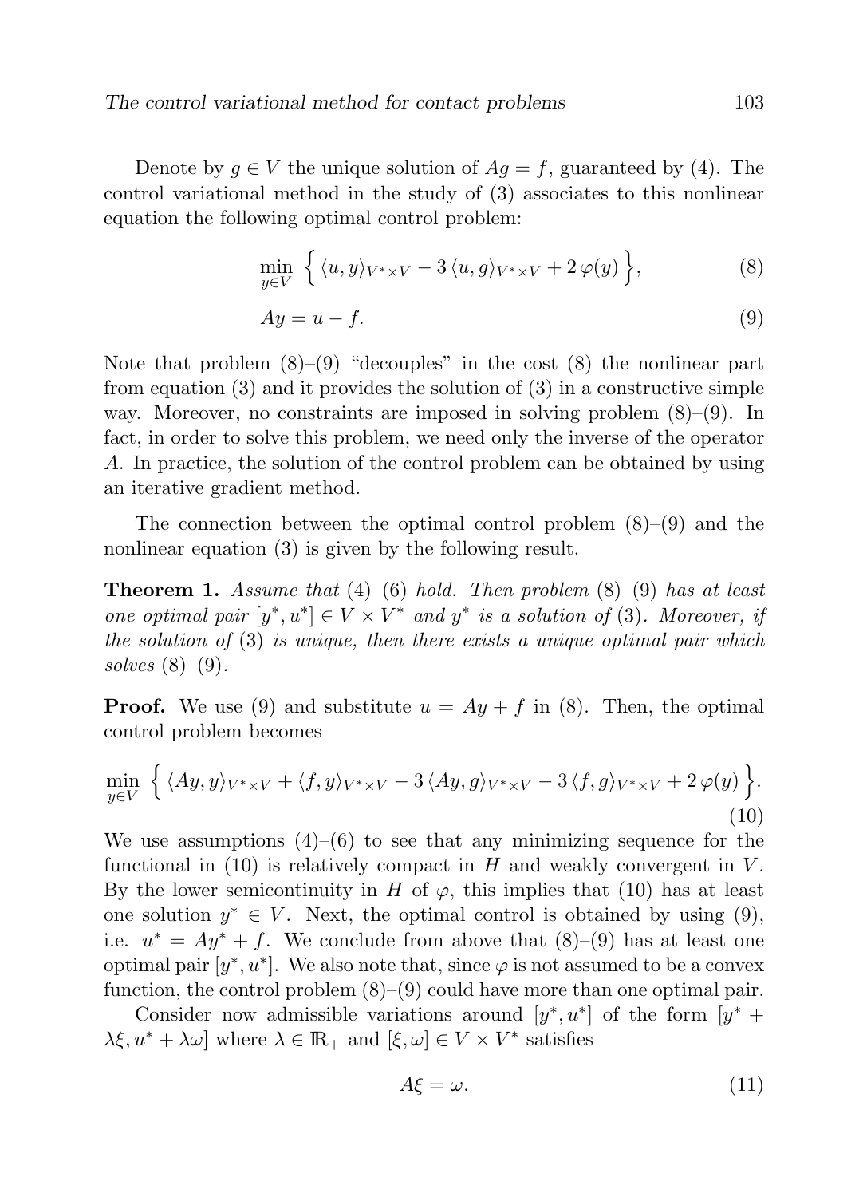Denote by $g \in V$ the unique solution of $Ag = f$, guaranteed by (4). The control variational method in the study of (3) associates to this nonlinear equation the following optimal control problem:

$$\min_{y \in V} \Big\{ \langle u, y \rangle_{V^* \times V} - 3 \, \langle u, g \rangle_{V^* \times V} + 2 \, \varphi(y) \Big\}, \tag{8}$$

$$Ay = u - f. \tag{9}$$

Note that problem (8)–(9) "decouples" in the cost (8) the nonlinear part from equation (3) and it provides the solution of (3) in a constructive simple way. Moreover, no constraints are imposed in solving problem (8)–(9). In fact, in order to solve this problem, we need only the inverse of the operator $A$. In practice, the solution of the control problem can be obtained by using an iterative gradient method.

The connection between the optimal control problem (8)–(9) and the nonlinear equation (3) is given by the following result.

**Theorem 1.** *Assume that* (4)–(6) *hold. Then problem* (8)–(9) *has at least one optimal pair* $[y^*, u^*] \in V \times V^*$ *and* $y^*$ *is a solution of* (3)*. Moreover, if the solution of* (3) *is unique, then there exists a unique optimal pair which solves* (8)–(9)*.*

**Proof.** We use (9) and substitute $u = Ay + f$ in (8). Then, the optimal control problem becomes

$$\min_{y \in V} \Big\{ \langle Ay, y \rangle_{V^* \times V} + \langle f, y \rangle_{V^* \times V} - 3 \, \langle Ay, g \rangle_{V^* \times V} - 3 \, \langle f, g \rangle_{V^* \times V} + 2 \, \varphi(y) \Big\}. \tag{10}$$

We use assumptions (4)–(6) to see that any minimizing sequence for the functional in (10) is relatively compact in $H$ and weakly convergent in $V$. By the lower semicontinuity in $H$ of $\varphi$, this implies that (10) has at least one solution $y^* \in V$. Next, the optimal control is obtained by using (9), i.e. $u^* = Ay^* + f$. We conclude from above that (8)–(9) has at least one optimal pair $[y^*, u^*]$. We also note that, since $\varphi$ is not assumed to be a convex function, the control problem (8)–(9) could have more than one optimal pair.

Consider now admissible variations around $[y^*, u^*]$ of the form $[y^* + \lambda \xi, u^* + \lambda \omega]$ where $\lambda \in \mathbb{R}_+$ and $[\xi, \omega] \in V \times V^*$ satisfies

$$A\xi = \omega. \tag{11}$$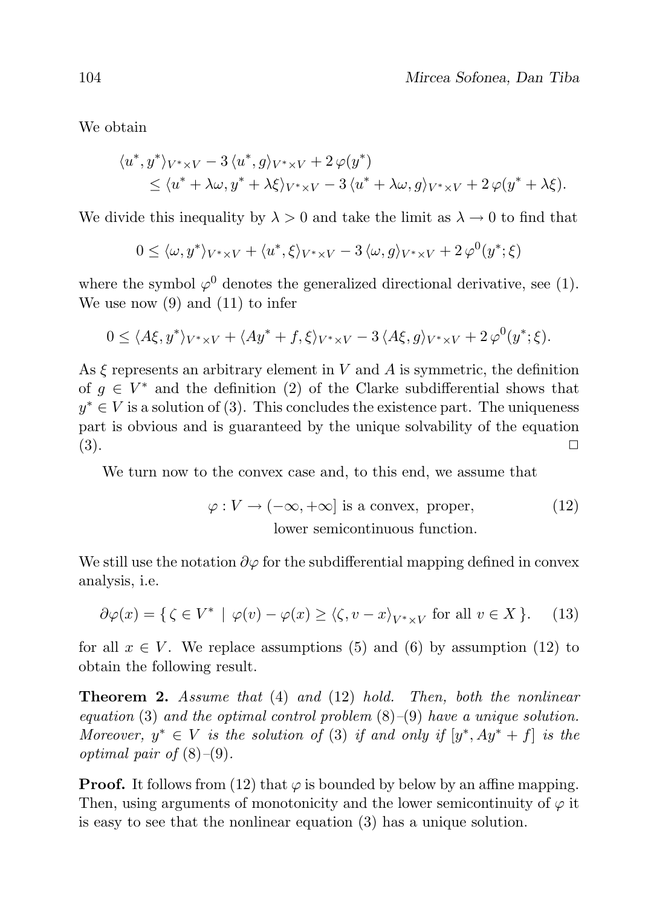We obtain

$$
\begin{aligned}
&\langle u^*, y^* \rangle_{V^* \times V} - 3 \langle u^*, g \rangle_{V^* \times V} + 2 \varphi(y^*) \\
&\quad \leq \langle u^* + \lambda \omega, y^* + \lambda \xi \rangle_{V^* \times V} - 3 \langle u^* + \lambda \omega, g \rangle_{V^* \times V} + 2 \varphi(y^* + \lambda \xi).
\end{aligned}
$$

We divide this inequality by $\lambda > 0$ and take the limit as $\lambda \to 0$ to find that

$$
0 \leq \langle \omega, y^* \rangle_{V^* \times V} + \langle u^*, \xi \rangle_{V^* \times V} - 3 \langle \omega, g \rangle_{V^* \times V} + 2 \varphi^0(y^*; \xi)
$$

where the symbol $\varphi^0$ denotes the generalized directional derivative, see (1). We use now (9) and (11) to infer

$$
0 \leq \langle A\xi, y^* \rangle_{V^* \times V} + \langle Ay^* + f, \xi \rangle_{V^* \times V} - 3 \langle A\xi, g \rangle_{V^* \times V} + 2 \varphi^0(y^*; \xi).
$$

As $\xi$ represents an arbitrary element in $V$ and $A$ is symmetric, the definition of $g \in V^*$ and the definition (2) of the Clarke subdifferential shows that $y^* \in V$ is a solution of (3). This concludes the existence part. The uniqueness part is obvious and is guaranteed by the unique solvability of the equation (3). □

We turn now to the convex case and, to this end, we assume that

$$
\begin{aligned}
\varphi : V \to (-\infty, +\infty] \text{ is a convex, proper,} \\
\text{lower semicontinuous function.}
\end{aligned} \tag{12}
$$

We still use the notation $\partial \varphi$ for the subdifferential mapping defined in convex analysis, i.e.

$$
\partial \varphi(x) = \{ \zeta \in V^* \mid \varphi(v) - \varphi(x) \geq \langle \zeta, v - x \rangle_{V^* \times V} \text{ for all } v \in X \}. \tag{13}
$$

for all $x \in V$. We replace assumptions (5) and (6) by assumption (12) to obtain the following result.

**Theorem 2.** *Assume that* (4) *and* (12) *hold. Then, both the nonlinear equation* (3) *and the optimal control problem* (8)–(9) *have a unique solution. Moreover,* $y^* \in V$ *is the solution of* (3) *if and only if* $[y^*, Ay^* + f]$ *is the optimal pair of* (8)–(9).

**Proof.** It follows from (12) that $\varphi$ is bounded by below by an affine mapping. Then, using arguments of monotonicity and the lower semicontinuity of $\varphi$ it is easy to see that the nonlinear equation (3) has a unique solution.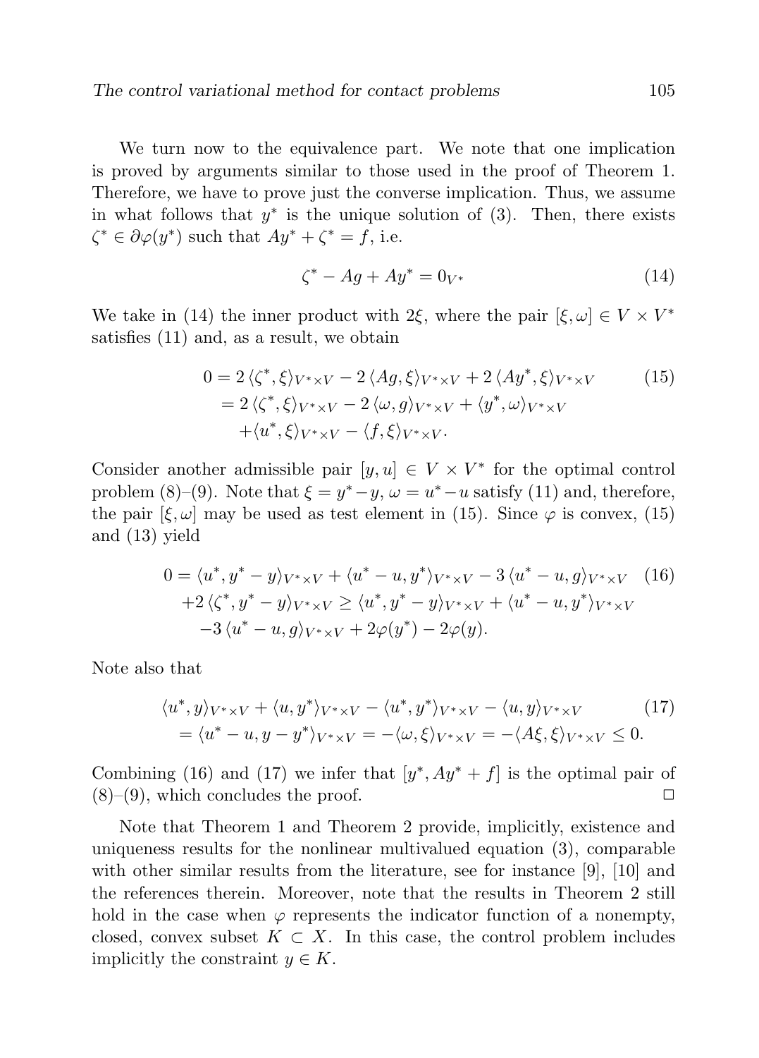We turn now to the equivalence part. We note that one implication is proved by arguments similar to those used in the proof of Theorem 1. Therefore, we have to prove just the converse implication. Thus, we assume in what follows that $y^*$ is the unique solution of (3). Then, there exists $\zeta^* \in \partial\varphi(y^*)$ such that $Ay^* + \zeta^* = f$, i.e.

$$\zeta^* - Ag + Ay^* = 0_{V^*} \tag{14}$$

We take in (14) the inner product with $2\xi$, where the pair $[\xi, \omega] \in V \times V^*$ satisfies (11) and, as a result, we obtain

$$\begin{aligned} 0 &= 2\,\langle \zeta^*, \xi\rangle_{V^*\times V} - 2\,\langle Ag, \xi\rangle_{V^*\times V} + 2\,\langle Ay^*, \xi\rangle_{V^*\times V} \\ &= 2\,\langle \zeta^*, \xi\rangle_{V^*\times V} - 2\,\langle \omega, g\rangle_{V^*\times V} + \langle y^*, \omega\rangle_{V^*\times V} \\ &\quad + \langle u^*, \xi\rangle_{V^*\times V} - \langle f, \xi\rangle_{V^*\times V}. \end{aligned} \tag{15}$$

Consider another admissible pair $[y, u] \in V \times V^*$ for the optimal control problem (8)–(9). Note that $\xi = y^* - y$, $\omega = u^* - u$ satisfy (11) and, therefore, the pair $[\xi, \omega]$ may be used as test element in (15). Since $\varphi$ is convex, (15) and (13) yield

$$\begin{aligned} 0 &= \langle u^*, y^* - y\rangle_{V^*\times V} + \langle u^* - u, y^*\rangle_{V^*\times V} - 3\,\langle u^* - u, g\rangle_{V^*\times V} \\ &\quad + 2\,\langle \zeta^*, y^* - y\rangle_{V^*\times V} \geq \langle u^*, y^* - y\rangle_{V^*\times V} + \langle u^* - u, y^*\rangle_{V^*\times V} \\ &\quad - 3\,\langle u^* - u, g\rangle_{V^*\times V} + 2\varphi(y^*) - 2\varphi(y). \end{aligned} \tag{16}$$

Note also that

$$\begin{aligned} &\langle u^*, y\rangle_{V^*\times V} + \langle u, y^*\rangle_{V^*\times V} - \langle u^*, y^*\rangle_{V^*\times V} - \langle u, y\rangle_{V^*\times V} \\ &= \langle u^* - u, y - y^*\rangle_{V^*\times V} = -\langle \omega, \xi\rangle_{V^*\times V} = -\langle A\xi, \xi\rangle_{V^*\times V} \leq 0. \end{aligned} \tag{17}$$

Combining (16) and (17) we infer that $[y^*, Ay^* + f]$ is the optimal pair of (8)–(9), which concludes the proof. $\square$

Note that Theorem 1 and Theorem 2 provide, implicitly, existence and uniqueness results for the nonlinear multivalued equation (3), comparable with other similar results from the literature, see for instance [9], [10] and the references therein. Moreover, note that the results in Theorem 2 still hold in the case when $\varphi$ represents the indicator function of a nonempty, closed, convex subset $K \subset X$. In this case, the control problem includes implicitly the constraint $y \in K$.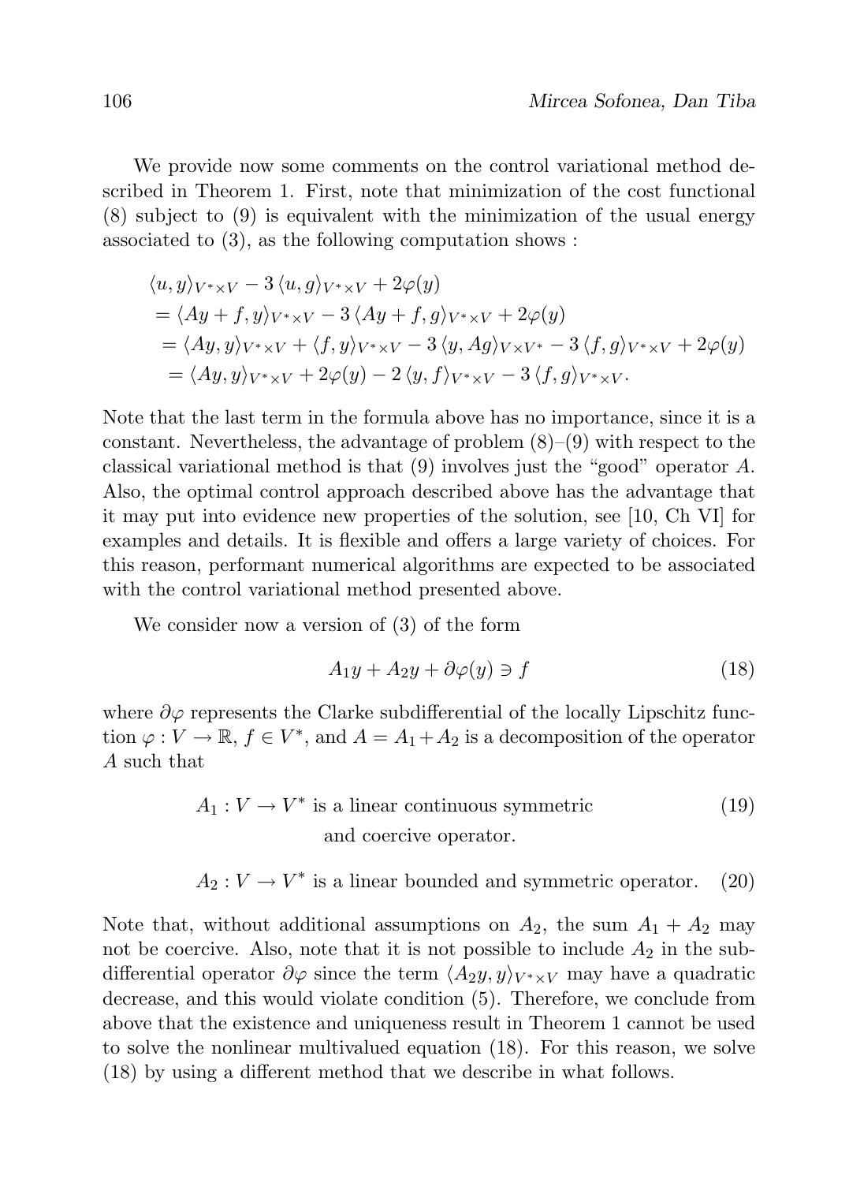We provide now some comments on the control variational method described in Theorem 1. First, note that minimization of the cost functional (8) subject to (9) is equivalent with the minimization of the usual energy associated to (3), as the following computation shows :

$$
\begin{aligned}
&\langle u, y\rangle_{V^*\times V} - 3\,\langle u, g\rangle_{V^*\times V} + 2\varphi(y) \\
&= \langle Ay + f, y\rangle_{V^*\times V} - 3\,\langle Ay + f, g\rangle_{V^*\times V} + 2\varphi(y) \\
&\;= \langle Ay, y\rangle_{V^*\times V} + \langle f, y\rangle_{V^*\times V} - 3\,\langle y, Ag\rangle_{V\times V^*} - 3\,\langle f, g\rangle_{V^*\times V} + 2\varphi(y) \\
&\;\;= \langle Ay, y\rangle_{V^*\times V} + 2\varphi(y) - 2\,\langle y, f\rangle_{V^*\times V} - 3\,\langle f, g\rangle_{V^*\times V}.
\end{aligned}
$$

Note that the last term in the formula above has no importance, since it is a constant. Nevertheless, the advantage of problem (8)–(9) with respect to the classical variational method is that (9) involves just the "good" operator $A$. Also, the optimal control approach described above has the advantage that it may put into evidence new properties of the solution, see [10, Ch VI] for examples and details. It is flexible and offers a large variety of choices. For this reason, performant numerical algorithms are expected to be associated with the control variational method presented above.

We consider now a version of (3) of the form

$$
A_1 y + A_2 y + \partial\varphi(y) \ni f \tag{18}
$$

where $\partial\varphi$ represents the Clarke subdifferential of the locally Lipschitz function $\varphi : V \to \mathbb{R}$, $f \in V^*$, and $A = A_1 + A_2$ is a decomposition of the operator $A$ such that

$$
A_1 : V \to V^* \text{ is a linear continuous symmetric and coercive operator.} \tag{19}
$$

$$
A_2 : V \to V^* \text{ is a linear bounded and symmetric operator.} \tag{20}
$$

Note that, without additional assumptions on $A_2$, the sum $A_1 + A_2$ may not be coercive. Also, note that it is not possible to include $A_2$ in the subdifferential operator $\partial\varphi$ since the term $\langle A_2 y, y\rangle_{V^*\times V}$ may have a quadratic decrease, and this would violate condition (5). Therefore, we conclude from above that the existence and uniqueness result in Theorem 1 cannot be used to solve the nonlinear multivalued equation (18). For this reason, we solve (18) by using a different method that we describe in what follows.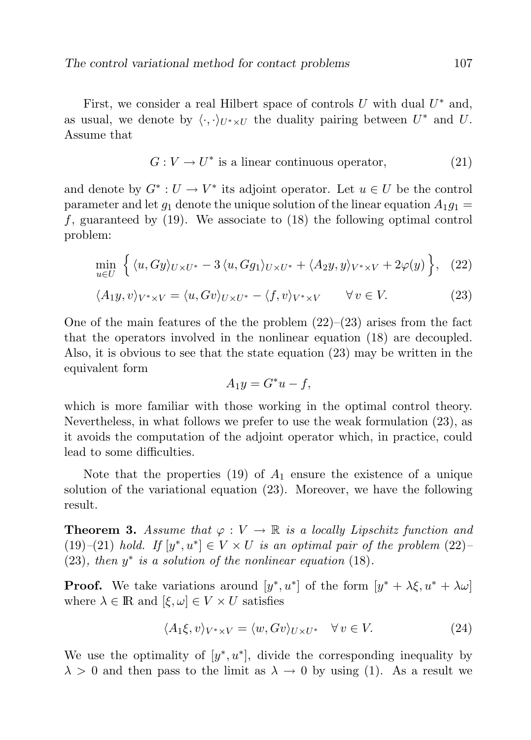First, we consider a real Hilbert space of controls $U$ with dual $U^*$ and, as usual, we denote by $\langle \cdot, \cdot \rangle_{U^* \times U}$ the duality pairing between $U^*$ and $U$. Assume that

$$G : V \to U^* \text{ is a linear continuous operator,} \tag{21}$$

and denote by $G^* : U \to V^*$ its adjoint operator. Let $u \in U$ be the control parameter and let $g_1$ denote the unique solution of the linear equation $A_1 g_1 = f$, guaranteed by (19). We associate to (18) the following optimal control problem:

$$\min_{u \in U} \Big\{ \langle u, Gy \rangle_{U \times U^*} - 3 \langle u, Gg_1 \rangle_{U \times U^*} + \langle A_2 y, y \rangle_{V^* \times V} + 2\varphi(y) \Big\}, \tag{22}$$

$$\langle A_1 y, v \rangle_{V^* \times V} = \langle u, Gv \rangle_{U \times U^*} - \langle f, v \rangle_{V^* \times V} \qquad \forall\, v \in V. \tag{23}$$

One of the main features of the the problem (22)–(23) arises from the fact that the operators involved in the nonlinear equation (18) are decoupled. Also, it is obvious to see that the state equation (23) may be written in the equivalent form

$$A_1 y = G^* u - f,$$

which is more familiar with those working in the optimal control theory. Nevertheless, in what follows we prefer to use the weak formulation (23), as it avoids the computation of the adjoint operator which, in practice, could lead to some difficulties.

Note that the properties (19) of $A_1$ ensure the existence of a unique solution of the variational equation (23). Moreover, we have the following result.

**Theorem 3.** *Assume that $\varphi : V \to \mathbb{R}$ is a locally Lipschitz function and (19)–(21) hold. If $[y^*, u^*] \in V \times U$ is an optimal pair of the problem (22)–(23), then $y^*$ is a solution of the nonlinear equation (18).*

**Proof.** We take variations around $[y^*, u^*]$ of the form $[y^* + \lambda\xi, u^* + \lambda\omega]$ where $\lambda \in \mathbb{R}$ and $[\xi, \omega] \in V \times U$ satisfies

$$\langle A_1 \xi, v \rangle_{V^* \times V} = \langle w, Gv \rangle_{U \times U^*} \quad \forall\, v \in V. \tag{24}$$

We use the optimality of $[y^*, u^*]$, divide the corresponding inequality by $\lambda > 0$ and then pass to the limit as $\lambda \to 0$ by using (1). As a result we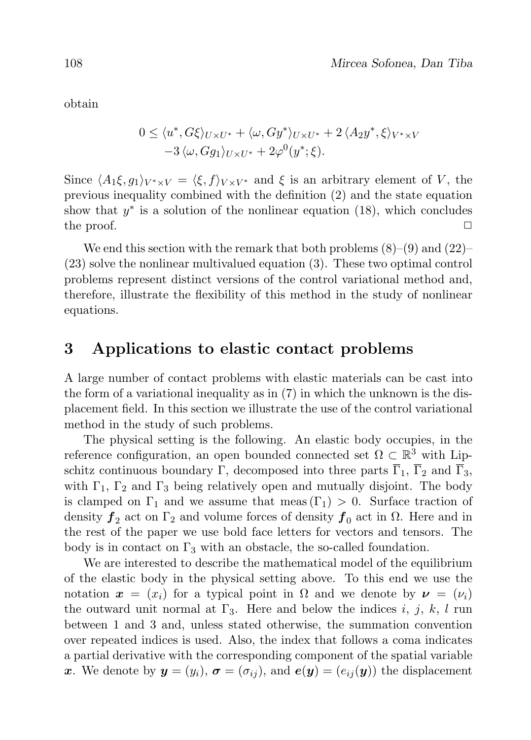obtain

$$
\begin{aligned}
0 \leq\ & \langle u^*, G\xi\rangle_{U\times U^*} + \langle \omega, Gy^*\rangle_{U\times U^*} + 2\,\langle A_2 y^*, \xi\rangle_{V^*\times V} \\
& -3\,\langle \omega, Gg_1\rangle_{U\times U^*} + 2\varphi^0(y^*;\xi).
\end{aligned}
$$

Since $\langle A_1\xi, g_1\rangle_{V^*\times V} = \langle \xi, f\rangle_{V\times V^*}$ and $\xi$ is an arbitrary element of $V$, the previous inequality combined with the definition (2) and the state equation show that $y^*$ is a solution of the nonlinear equation (18), which concludes the proof. $\Box$

We end this section with the remark that both problems (8)–(9) and (22)–(23) solve the nonlinear multivalued equation (3). These two optimal control problems represent distinct versions of the control variational method and, therefore, illustrate the flexibility of this method in the study of nonlinear equations.

# 3 Applications to elastic contact problems

A large number of contact problems with elastic materials can be cast into the form of a variational inequality as in (7) in which the unknown is the displacement field. In this section we illustrate the use of the control variational method in the study of such problems.

The physical setting is the following. An elastic body occupies, in the reference configuration, an open bounded connected set $\Omega \subset \mathbb{R}^3$ with Lipschitz continuous boundary $\Gamma$, decomposed into three parts $\overline{\Gamma}_1$, $\overline{\Gamma}_2$ and $\overline{\Gamma}_3$, with $\Gamma_1$, $\Gamma_2$ and $\Gamma_3$ being relatively open and mutually disjoint. The body is clamped on $\Gamma_1$ and we assume that $\mathrm{meas}\,(\Gamma_1) > 0$. Surface traction of density $\boldsymbol{f}_2$ act on $\Gamma_2$ and volume forces of density $\boldsymbol{f}_0$ act in $\Omega$. Here and in the rest of the paper we use bold face letters for vectors and tensors. The body is in contact on $\Gamma_3$ with an obstacle, the so-called foundation.

We are interested to describe the mathematical model of the equilibrium of the elastic body in the physical setting above. To this end we use the notation $\boldsymbol{x} = (x_i)$ for a typical point in $\Omega$ and we denote by $\boldsymbol{\nu} = (\nu_i)$ the outward unit normal at $\Gamma_3$. Here and below the indices $i$, $j$, $k$, $l$ run between 1 and 3 and, unless stated otherwise, the summation convention over repeated indices is used. Also, the index that follows a coma indicates a partial derivative with the corresponding component of the spatial variable $\boldsymbol{x}$. We denote by $\boldsymbol{y} = (y_i)$, $\boldsymbol{\sigma} = (\sigma_{ij})$, and $\boldsymbol{e}(\boldsymbol{y}) = (e_{ij}(\boldsymbol{y}))$ the displacement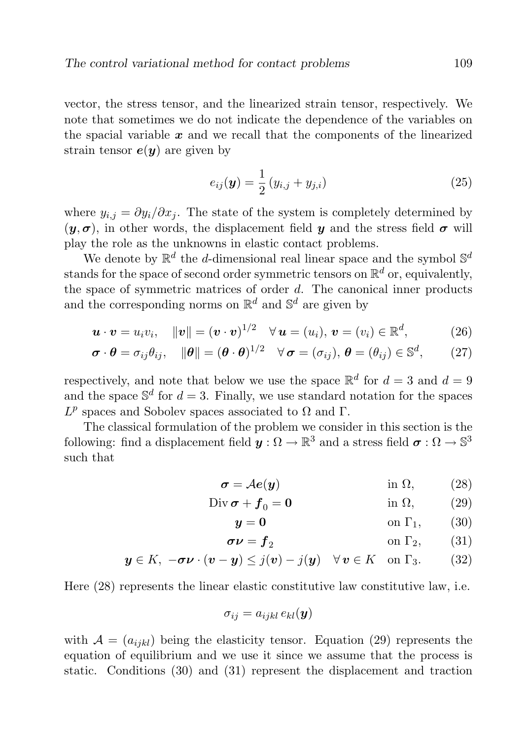vector, the stress tensor, and the linearized strain tensor, respectively. We note that sometimes we do not indicate the dependence of the variables on the spacial variable $\boldsymbol{x}$ and we recall that the components of the linearized strain tensor $\boldsymbol{e}(\boldsymbol{y})$ are given by

$$
e_{ij}(\boldsymbol{y}) = \frac{1}{2}\left(y_{i,j} + y_{j,i}\right) \tag{25}
$$

where $y_{i,j} = \partial y_i / \partial x_j$. The state of the system is completely determined by $(\boldsymbol{y}, \boldsymbol{\sigma})$, in other words, the displacement field $\boldsymbol{y}$ and the stress field $\boldsymbol{\sigma}$ will play the role as the unknowns in elastic contact problems.

We denote by $\mathbb{R}^d$ the $d$-dimensional real linear space and the symbol $\mathbb{S}^d$ stands for the space of second order symmetric tensors on $\mathbb{R}^d$ or, equivalently, the space of symmetric matrices of order $d$. The canonical inner products and the corresponding norms on $\mathbb{R}^d$ and $\mathbb{S}^d$ are given by

$$
\boldsymbol{u} \cdot \boldsymbol{v} = u_i v_i, \quad \|\boldsymbol{v}\| = (\boldsymbol{v} \cdot \boldsymbol{v})^{1/2} \quad \forall\, \boldsymbol{u} = (u_i),\, \boldsymbol{v} = (v_i) \in \mathbb{R}^d, \tag{26}
$$

$$
\boldsymbol{\sigma} \cdot \boldsymbol{\theta} = \sigma_{ij}\theta_{ij}, \quad \|\boldsymbol{\theta}\| = (\boldsymbol{\theta} \cdot \boldsymbol{\theta})^{1/2} \quad \forall\, \boldsymbol{\sigma} = (\sigma_{ij}),\, \boldsymbol{\theta} = (\theta_{ij}) \in \mathbb{S}^d, \tag{27}
$$

respectively, and note that below we use the space $\mathbb{R}^d$ for $d = 3$ and $d = 9$ and the space $\mathbb{S}^d$ for $d = 3$. Finally, we use standard notation for the spaces $L^p$ spaces and Sobolev spaces associated to $\Omega$ and $\Gamma$.

The classical formulation of the problem we consider in this section is the following: find a displacement field $\boldsymbol{y} : \Omega \to \mathbb{R}^3$ and a stress field $\boldsymbol{\sigma} : \Omega \to \mathbb{S}^3$ such that

$$
\boldsymbol{\sigma} = \mathcal{A}\boldsymbol{e}(\boldsymbol{y}) \qquad \text{in } \Omega, \tag{28}
$$

$$
\operatorname{Div} \boldsymbol{\sigma} + \boldsymbol{f}_0 = \boldsymbol{0} \qquad \text{in } \Omega, \tag{29}
$$

$$
\boldsymbol{y} = \boldsymbol{0} \qquad \text{on } \Gamma_1, \tag{30}
$$

$$
\boldsymbol{\sigma\nu} = \boldsymbol{f}_2 \qquad \text{on } \Gamma_2, \tag{31}
$$

$$
\boldsymbol{y} \in K, \ -\boldsymbol{\sigma\nu} \cdot (\boldsymbol{v} - \boldsymbol{y}) \le j(\boldsymbol{v}) - j(\boldsymbol{y}) \quad \forall\, \boldsymbol{v} \in K \quad \text{on } \Gamma_3. \tag{32}
$$

Here (28) represents the linear elastic constitutive law constitutive law, i.e.

$$
\sigma_{ij} = a_{ijkl}\, e_{kl}(\boldsymbol{y})
$$

with $\mathcal{A} = (a_{ijkl})$ being the elasticity tensor. Equation (29) represents the equation of equilibrium and we use it since we assume that the process is static. Conditions (30) and (31) represent the displacement and traction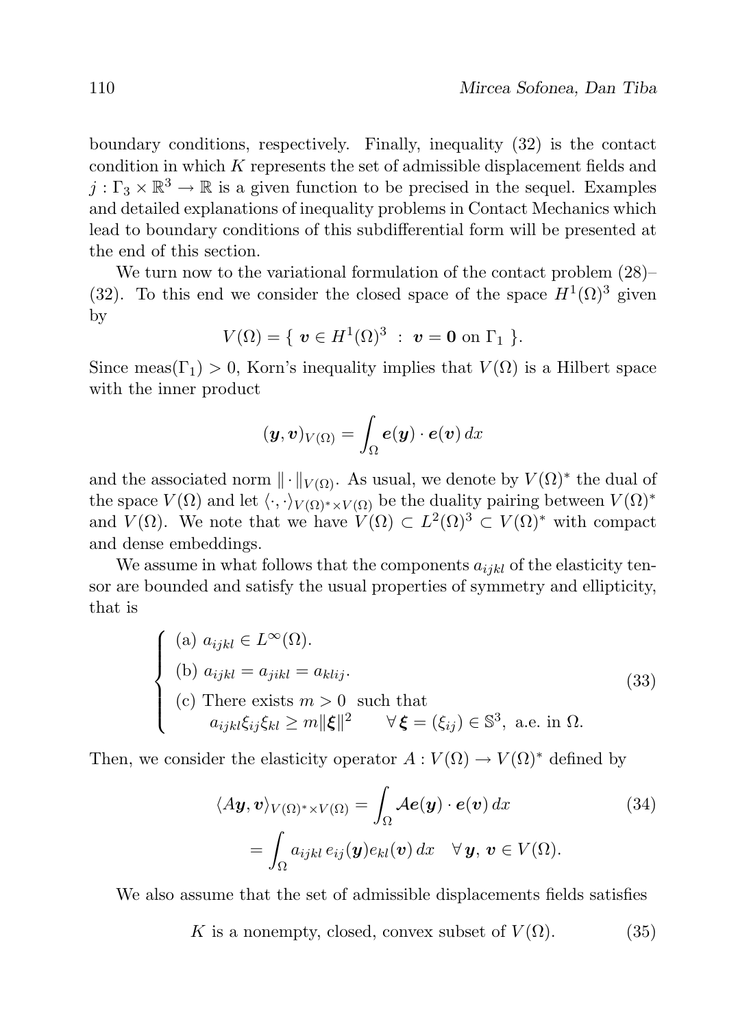boundary conditions, respectively. Finally, inequality (32) is the contact condition in which $K$ represents the set of admissible displacement fields and $j : \Gamma_3 \times \mathbb{R}^3 \to \mathbb{R}$ is a given function to be precised in the sequel. Examples and detailed explanations of inequality problems in Contact Mechanics which lead to boundary conditions of this subdifferential form will be presented at the end of this section.

We turn now to the variational formulation of the contact problem (28)–(32). To this end we consider the closed space of the space $H^1(\Omega)^3$ given by

$$V(\Omega) = \{ \, \boldsymbol{v} \in H^1(\Omega)^3 \ : \ \boldsymbol{v} = \boldsymbol{0} \text{ on } \Gamma_1 \, \}.$$

Since $\text{meas}(\Gamma_1) > 0$, Korn's inequality implies that $V(\Omega)$ is a Hilbert space with the inner product

$$(\boldsymbol{y}, \boldsymbol{v})_{V(\Omega)} = \int_\Omega \boldsymbol{e}(\boldsymbol{y}) \cdot \boldsymbol{e}(\boldsymbol{v}) \, dx$$

and the associated norm $\| \cdot \|_{V(\Omega)}$. As usual, we denote by $V(\Omega)^*$ the dual of the space $V(\Omega)$ and let $\langle \cdot, \cdot \rangle_{V(\Omega)^* \times V(\Omega)}$ be the duality pairing between $V(\Omega)^*$ and $V(\Omega)$. We note that we have $V(\Omega) \subset L^2(\Omega)^3 \subset V(\Omega)^*$ with compact and dense embeddings.

We assume in what follows that the components $a_{ijkl}$ of the elasticity tensor are bounded and satisfy the usual properties of symmetry and ellipticity, that is

$$\left\{ \begin{array}{l} \text{(a) } a_{ijkl} \in L^\infty(\Omega). \\ \text{(b) } a_{ijkl} = a_{jikl} = a_{klij}. \\ \text{(c) There exists } m > 0 \text{ such that} \\ \qquad a_{ijkl}\xi_{ij}\xi_{kl} \geq m \|\boldsymbol{\xi}\|^2 \qquad \forall \, \boldsymbol{\xi} = (\xi_{ij}) \in \mathbb{S}^3, \text{ a.e. in } \Omega. \end{array} \right. \tag{33}$$

Then, we consider the elasticity operator $A : V(\Omega) \to V(\Omega)^*$ defined by

$$\begin{aligned} \langle A\boldsymbol{y}, \boldsymbol{v} \rangle_{V(\Omega)^* \times V(\Omega)} &= \int_\Omega \mathcal{A}\boldsymbol{e}(\boldsymbol{y}) \cdot \boldsymbol{e}(\boldsymbol{v}) \, dx \\ &= \int_\Omega a_{ijkl} \, e_{ij}(\boldsymbol{y}) e_{kl}(\boldsymbol{v}) \, dx \quad \forall \, \boldsymbol{y}, \, \boldsymbol{v} \in V(\Omega). \end{aligned} \tag{34}$$

We also assume that the set of admissible displacements fields satisfies

$$K \text{ is a nonempty, closed, convex subset of } V(\Omega). \tag{35}$$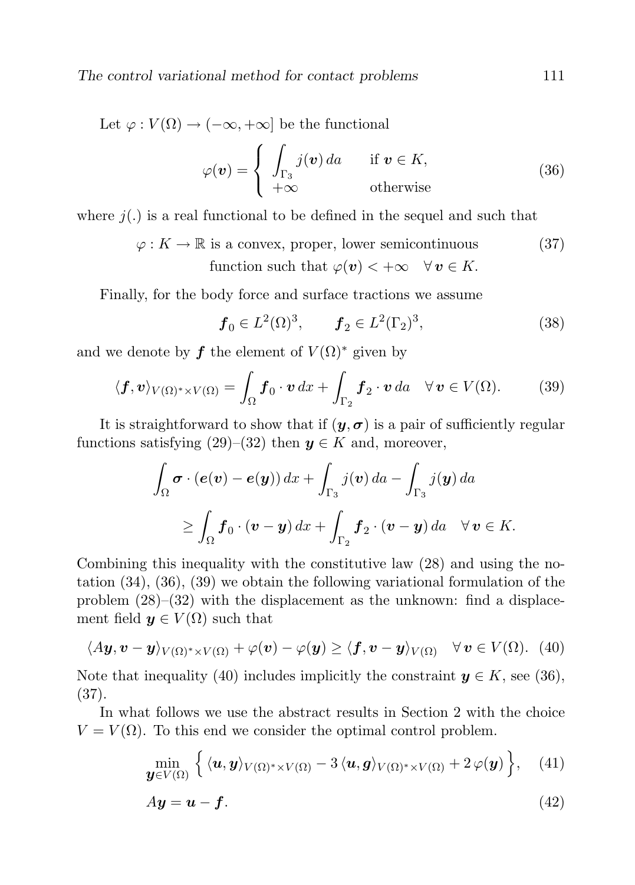Let $\varphi : V(\Omega) \to (-\infty, +\infty]$ be the functional

$$\varphi(\boldsymbol{v}) = \begin{cases} \displaystyle\int_{\Gamma_3} j(\boldsymbol{v})\, da & \text{if } \boldsymbol{v} \in K, \\ +\infty & \text{otherwise} \end{cases} \tag{36}$$

where $j(.)$ is a real functional to be defined in the sequel and such that

$$\begin{aligned} &\varphi : K \to \mathbb{R} \text{ is a convex, proper, lower semicontinuous} \\ &\qquad\qquad \text{function such that } \varphi(\boldsymbol{v}) < +\infty \quad \forall\, \boldsymbol{v} \in K. \end{aligned} \tag{37}$$

Finally, for the body force and surface tractions we assume

$$\boldsymbol{f}_0 \in L^2(\Omega)^3, \qquad \boldsymbol{f}_2 \in L^2(\Gamma_2)^3, \tag{38}$$

and we denote by $\boldsymbol{f}$ the element of $V(\Omega)^*$ given by

$$\langle \boldsymbol{f}, \boldsymbol{v} \rangle_{V(\Omega)^* \times V(\Omega)} = \int_\Omega \boldsymbol{f}_0 \cdot \boldsymbol{v}\, dx + \int_{\Gamma_2} \boldsymbol{f}_2 \cdot \boldsymbol{v}\, da \quad \forall\, \boldsymbol{v} \in V(\Omega). \tag{39}$$

It is straightforward to show that if $(\boldsymbol{y}, \boldsymbol{\sigma})$ is a pair of sufficiently regular functions satisfying (29)–(32) then $\boldsymbol{y} \in K$ and, moreover,

$$\begin{aligned} \int_\Omega \boldsymbol{\sigma} \cdot (\boldsymbol{e}(\boldsymbol{v}) - \boldsymbol{e}(\boldsymbol{y}))\, dx &+ \int_{\Gamma_3} j(\boldsymbol{v})\, da - \int_{\Gamma_3} j(\boldsymbol{y})\, da \\ &\geq \int_\Omega \boldsymbol{f}_0 \cdot (\boldsymbol{v} - \boldsymbol{y})\, dx + \int_{\Gamma_2} \boldsymbol{f}_2 \cdot (\boldsymbol{v} - \boldsymbol{y})\, da \quad \forall\, \boldsymbol{v} \in K. \end{aligned}$$

Combining this inequality with the constitutive law (28) and using the notation (34), (36), (39) we obtain the following variational formulation of the problem (28)–(32) with the displacement as the unknown: find a displacement field $\boldsymbol{y} \in V(\Omega)$ such that

$$\langle A\boldsymbol{y}, \boldsymbol{v} - \boldsymbol{y} \rangle_{V(\Omega)^* \times V(\Omega)} + \varphi(\boldsymbol{v}) - \varphi(\boldsymbol{y}) \geq \langle \boldsymbol{f}, \boldsymbol{v} - \boldsymbol{y} \rangle_{V(\Omega)} \quad \forall\, \boldsymbol{v} \in V(\Omega). \tag{40}$$

Note that inequality (40) includes implicitly the constraint $\boldsymbol{y} \in K$, see (36), (37).

In what follows we use the abstract results in Section 2 with the choice $V = V(\Omega)$. To this end we consider the optimal control problem.

$$\min_{\boldsymbol{y} \in V(\Omega)} \Big\{ \langle \boldsymbol{u}, \boldsymbol{y} \rangle_{V(\Omega)^* \times V(\Omega)} - 3\, \langle \boldsymbol{u}, \boldsymbol{g} \rangle_{V(\Omega)^* \times V(\Omega)} + 2\, \varphi(\boldsymbol{y}) \Big\}, \tag{41}$$

$$A\boldsymbol{y} = \boldsymbol{u} - \boldsymbol{f}. \tag{42}$$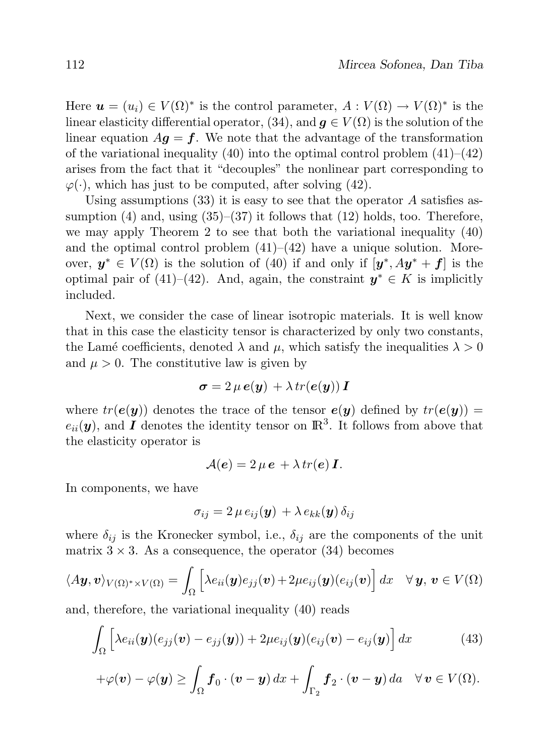Here $\boldsymbol{u} = (u_i) \in V(\Omega)^*$ is the control parameter, $A : V(\Omega) \to V(\Omega)^*$ is the linear elasticity differential operator, (34), and $\boldsymbol{g} \in V(\Omega)$ is the solution of the linear equation $A\boldsymbol{g} = \boldsymbol{f}$. We note that the advantage of the transformation of the variational inequality (40) into the optimal control problem (41)–(42) arises from the fact that it "decouples" the nonlinear part corresponding to $\varphi(\cdot)$, which has just to be computed, after solving (42).

Using assumptions (33) it is easy to see that the operator $A$ satisfies assumption (4) and, using (35)–(37) it follows that (12) holds, too. Therefore, we may apply Theorem 2 to see that both the variational inequality (40) and the optimal control problem (41)–(42) have a unique solution. Moreover, $\boldsymbol{y}^* \in V(\Omega)$ is the solution of (40) if and only if $[\boldsymbol{y}^*, A\boldsymbol{y}^* + \boldsymbol{f}]$ is the optimal pair of (41)–(42). And, again, the constraint $\boldsymbol{y}^* \in K$ is implicitly included.

Next, we consider the case of linear isotropic materials. It is well know that in this case the elasticity tensor is characterized by only two constants, the Lamé coefficients, denoted $\lambda$ and $\mu$, which satisfy the inequalities $\lambda > 0$ and $\mu > 0$. The constitutive law is given by

$$\boldsymbol{\sigma} = 2\,\mu\,\boldsymbol{e}(\boldsymbol{y}) \,+ \lambda\, tr(\boldsymbol{e}(\boldsymbol{y}))\,\boldsymbol{I}$$

where $tr(\boldsymbol{e}(\boldsymbol{y}))$ denotes the trace of the tensor $\boldsymbol{e}(\boldsymbol{y})$ defined by $tr(\boldsymbol{e}(\boldsymbol{y})) = e_{ii}(\boldsymbol{y})$, and $\boldsymbol{I}$ denotes the identity tensor on $\mathbb{R}^3$. It follows from above that the elasticity operator is

$$\mathcal{A}(\boldsymbol{e}) = 2\,\mu\,\boldsymbol{e} \,+ \lambda\, tr(\boldsymbol{e})\,\boldsymbol{I}.$$

In components, we have

$$\sigma_{ij} = 2\,\mu\, e_{ij}(\boldsymbol{y}) \,+ \lambda\, e_{kk}(\boldsymbol{y})\,\delta_{ij}$$

where $\delta_{ij}$ is the Kronecker symbol, i.e., $\delta_{ij}$ are the components of the unit matrix $3 \times 3$. As a consequence, the operator (34) becomes

$$\langle A\boldsymbol{y}, \boldsymbol{v}\rangle_{V(\Omega)^* \times V(\Omega)} = \int_\Omega \Big[\lambda e_{ii}(\boldsymbol{y}) e_{jj}(\boldsymbol{v}) + 2\mu e_{ij}(\boldsymbol{y})(e_{ij}(\boldsymbol{v})\Big]\,dx \quad \forall\, \boldsymbol{y},\, \boldsymbol{v} \in V(\Omega)$$

and, therefore, the variational inequality (40) reads

$$\int_\Omega \Big[\lambda e_{ii}(\boldsymbol{y})(e_{jj}(\boldsymbol{v}) - e_{jj}(\boldsymbol{y})) + 2\mu e_{ij}(\boldsymbol{y})(e_{ij}(\boldsymbol{v}) - e_{ij}(\boldsymbol{y})\Big]\,dx \tag{43}$$

$$+\varphi(\boldsymbol{v}) - \varphi(\boldsymbol{y}) \geq \int_\Omega \boldsymbol{f}_0 \cdot (\boldsymbol{v} - \boldsymbol{y})\,dx + \int_{\Gamma_2} \boldsymbol{f}_2 \cdot (\boldsymbol{v} - \boldsymbol{y})\,da \quad \forall\, \boldsymbol{v} \in V(\Omega).$$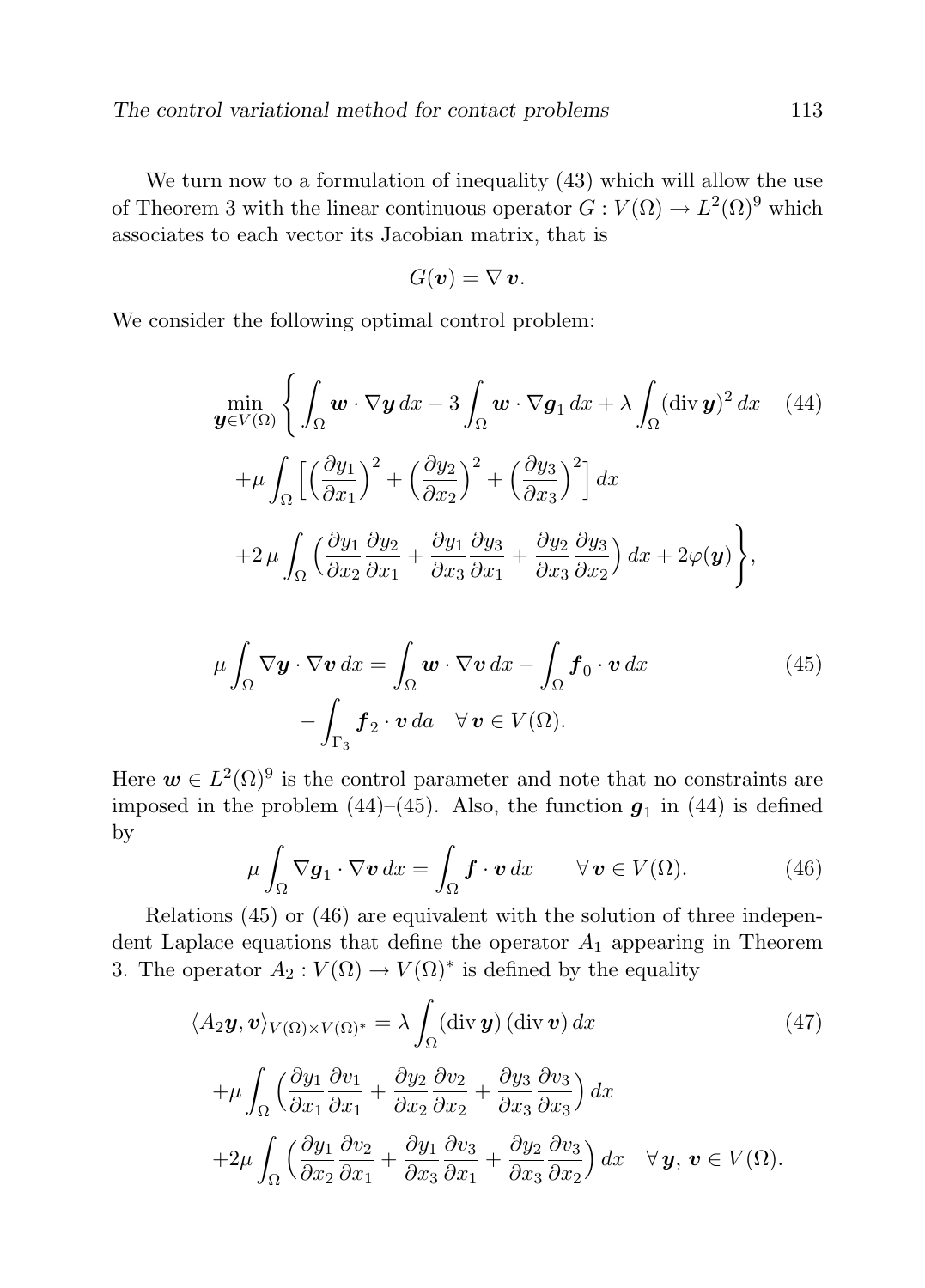We turn now to a formulation of inequality (43) which will allow the use of Theorem 3 with the linear continuous operator $G : V(\Omega) \to L^2(\Omega)^9$ which associates to each vector its Jacobian matrix, that is

$$G(\boldsymbol{v}) = \nabla\, \boldsymbol{v}.$$

We consider the following optimal control problem:

$$\begin{aligned}
\min_{\boldsymbol{y}\in V(\Omega)} \bigg\{ & \int_\Omega \boldsymbol{w}\cdot\nabla\boldsymbol{y}\,dx - 3\int_\Omega \boldsymbol{w}\cdot\nabla\boldsymbol{g}_1\,dx + \lambda\int_\Omega (\operatorname{div}\boldsymbol{y})^2\,dx \qquad (44)\\
&+\mu\int_\Omega \Big[\Big(\frac{\partial y_1}{\partial x_1}\Big)^2 + \Big(\frac{\partial y_2}{\partial x_2}\Big)^2 + \Big(\frac{\partial y_3}{\partial x_3}\Big)^2\Big]\,dx\\
&+2\,\mu\int_\Omega \Big(\frac{\partial y_1}{\partial x_2}\frac{\partial y_2}{\partial x_1} + \frac{\partial y_1}{\partial x_3}\frac{\partial y_3}{\partial x_1} + \frac{\partial y_2}{\partial x_3}\frac{\partial y_3}{\partial x_2}\Big)\,dx + 2\varphi(\boldsymbol{y})\bigg\},
\end{aligned}$$

$$\begin{aligned}
\mu\int_\Omega \nabla\boldsymbol{y}\cdot\nabla\boldsymbol{v}\,dx = \int_\Omega \boldsymbol{w}\cdot\nabla\boldsymbol{v}\,dx - \int_\Omega \boldsymbol{f}_0\cdot\boldsymbol{v}\,dx \qquad (45)\\
-\int_{\Gamma_3} \boldsymbol{f}_2\cdot\boldsymbol{v}\,da \quad \forall\,\boldsymbol{v}\in V(\Omega).
\end{aligned}$$

Here $\boldsymbol{w}\in L^2(\Omega)^9$ is the control parameter and note that no constraints are imposed in the problem (44)–(45). Also, the function $\boldsymbol{g}_1$ in (44) is defined by

$$\mu\int_\Omega \nabla\boldsymbol{g}_1\cdot\nabla\boldsymbol{v}\,dx = \int_\Omega \boldsymbol{f}\cdot\boldsymbol{v}\,dx \qquad \forall\,\boldsymbol{v}\in V(\Omega). \tag{46}$$

Relations (45) or (46) are equivalent with the solution of three independent Laplace equations that define the operator $A_1$ appearing in Theorem 3. The operator $A_2 : V(\Omega)\to V(\Omega)^*$ is defined by the equality

$$\begin{aligned}
\langle A_2\boldsymbol{y},\boldsymbol{v}\rangle_{V(\Omega)\times V(\Omega)^*} &= \lambda\int_\Omega (\operatorname{div}\boldsymbol{y})\,(\operatorname{div}\boldsymbol{v})\,dx \qquad (47)\\
&+\mu\int_\Omega \Big(\frac{\partial y_1}{\partial x_1}\frac{\partial v_1}{\partial x_1} + \frac{\partial y_2}{\partial x_2}\frac{\partial v_2}{\partial x_2} + \frac{\partial y_3}{\partial x_3}\frac{\partial v_3}{\partial x_3}\Big)\,dx\\
&+2\mu\int_\Omega \Big(\frac{\partial y_1}{\partial x_2}\frac{\partial v_2}{\partial x_1} + \frac{\partial y_1}{\partial x_3}\frac{\partial v_3}{\partial x_1} + \frac{\partial y_2}{\partial x_3}\frac{\partial v_3}{\partial x_2}\Big)\,dx \quad \forall\,\boldsymbol{y},\,\boldsymbol{v}\in V(\Omega).
\end{aligned}$$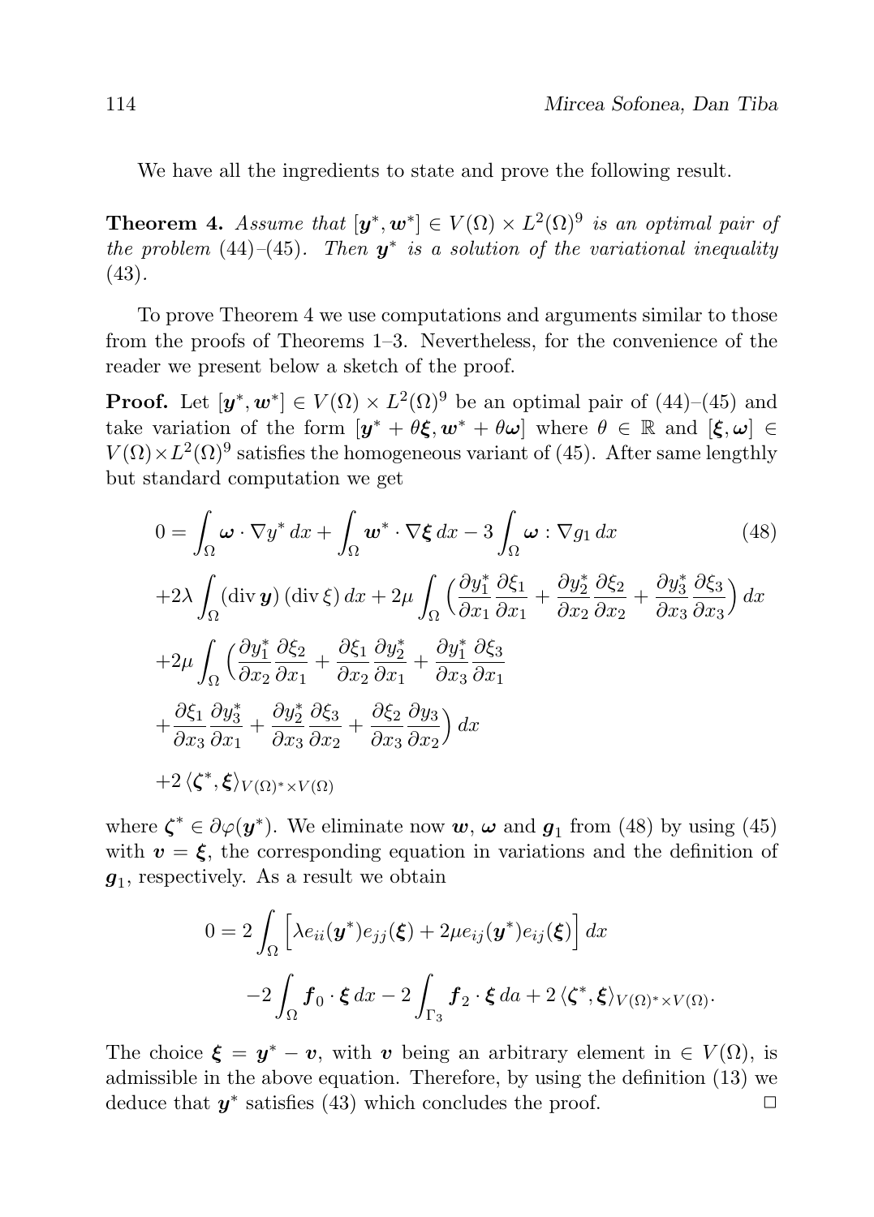We have all the ingredients to state and prove the following result.

**Theorem 4.** *Assume that* $[\boldsymbol{y}^*, \boldsymbol{w}^*] \in V(\Omega) \times L^2(\Omega)^9$ *is an optimal pair of the problem* (44)–(45)*. Then* $\boldsymbol{y}^*$ *is a solution of the variational inequality* (43)*.*

To prove Theorem 4 we use computations and arguments similar to those from the proofs of Theorems 1–3. Nevertheless, for the convenience of the reader we present below a sketch of the proof.

**Proof.** Let $[\boldsymbol{y}^*, \boldsymbol{w}^*] \in V(\Omega) \times L^2(\Omega)^9$ be an optimal pair of (44)–(45) and take variation of the form $[\boldsymbol{y}^* + \theta \boldsymbol{\xi}, \boldsymbol{w}^* + \theta \boldsymbol{\omega}]$ where $\theta \in \mathbb{R}$ and $[\boldsymbol{\xi}, \boldsymbol{\omega}] \in V(\Omega) \times L^2(\Omega)^9$ satisfies the homogeneous variant of (45). After same lengthly but standard computation we get

$$
\begin{aligned}
0 = & \int_\Omega \boldsymbol{\omega} \cdot \nabla y^* \, dx + \int_\Omega \boldsymbol{w}^* \cdot \nabla \boldsymbol{\xi} \, dx - 3 \int_\Omega \boldsymbol{\omega} : \nabla g_1 \, dx \qquad (48) \\
& + 2\lambda \int_\Omega (\operatorname{div} \boldsymbol{y}) \, (\operatorname{div} \xi) \, dx + 2\mu \int_\Omega \Big( \frac{\partial y_1^*}{\partial x_1} \frac{\partial \xi_1}{\partial x_1} + \frac{\partial y_2^*}{\partial x_2} \frac{\partial \xi_2}{\partial x_2} + \frac{\partial y_3^*}{\partial x_3} \frac{\partial \xi_3}{\partial x_3} \Big) \, dx \\
& + 2\mu \int_\Omega \Big( \frac{\partial y_1^*}{\partial x_2} \frac{\partial \xi_2}{\partial x_1} + \frac{\partial \xi_1}{\partial x_2} \frac{\partial y_2^*}{\partial x_1} + \frac{\partial y_1^*}{\partial x_3} \frac{\partial \xi_3}{\partial x_1} \\
& + \frac{\partial \xi_1}{\partial x_3} \frac{\partial y_3^*}{\partial x_1} + \frac{\partial y_2^*}{\partial x_3} \frac{\partial \xi_3}{\partial x_2} + \frac{\partial \xi_2}{\partial x_3} \frac{\partial y_3}{\partial x_2} \Big) \, dx \\
& + 2 \, \langle \boldsymbol{\zeta}^*, \boldsymbol{\xi} \rangle_{V(\Omega)^* \times V(\Omega)}
\end{aligned}
$$

where $\boldsymbol{\zeta}^* \in \partial \varphi(\boldsymbol{y}^*)$. We eliminate now $\boldsymbol{w}$, $\boldsymbol{\omega}$ and $\boldsymbol{g}_1$ from (48) by using (45) with $\boldsymbol{v} = \boldsymbol{\xi}$, the corresponding equation in variations and the definition of $\boldsymbol{g}_1$, respectively. As a result we obtain

$$
\begin{aligned}
0 = 2 & \int_\Omega \Big[ \lambda e_{ii}(\boldsymbol{y}^*) e_{jj}(\boldsymbol{\xi}) + 2\mu e_{ij}(\boldsymbol{y}^*) e_{ij}(\boldsymbol{\xi}) \Big] \, dx \\
& - 2 \int_\Omega \boldsymbol{f}_0 \cdot \boldsymbol{\xi} \, dx - 2 \int_{\Gamma_3} \boldsymbol{f}_2 \cdot \boldsymbol{\xi} \, da + 2 \, \langle \boldsymbol{\zeta}^*, \boldsymbol{\xi} \rangle_{V(\Omega)^* \times V(\Omega)}.
\end{aligned}
$$

The choice $\boldsymbol{\xi} = \boldsymbol{y}^* - \boldsymbol{v}$, with $\boldsymbol{v}$ being an arbitrary element in $\in V(\Omega)$, is admissible in the above equation. Therefore, by using the definition (13) we deduce that $\boldsymbol{y}^*$ satisfies (43) which concludes the proof. □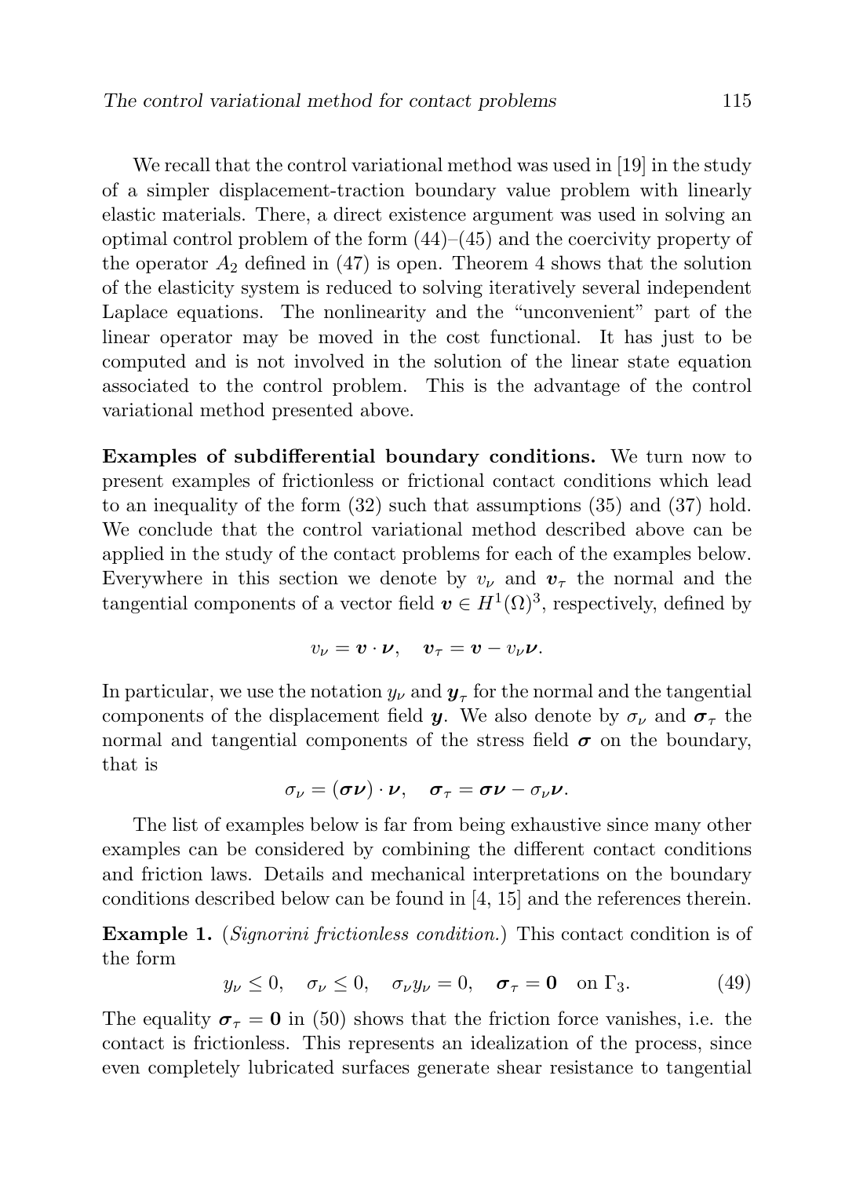We recall that the control variational method was used in [19] in the study of a simpler displacement-traction boundary value problem with linearly elastic materials. There, a direct existence argument was used in solving an optimal control problem of the form (44)–(45) and the coercivity property of the operator $A_2$ defined in (47) is open. Theorem 4 shows that the solution of the elasticity system is reduced to solving iteratively several independent Laplace equations. The nonlinearity and the "unconvenient" part of the linear operator may be moved in the cost functional. It has just to be computed and is not involved in the solution of the linear state equation associated to the control problem. This is the advantage of the control variational method presented above.

**Examples of subdifferential boundary conditions.** We turn now to present examples of frictionless or frictional contact conditions which lead to an inequality of the form (32) such that assumptions (35) and (37) hold. We conclude that the control variational method described above can be applied in the study of the contact problems for each of the examples below. Everywhere in this section we denote by $v_\nu$ and $\boldsymbol{v}_\tau$ the normal and the tangential components of a vector field $\boldsymbol{v} \in H^1(\Omega)^3$, respectively, defined by

$$v_\nu = \boldsymbol{v} \cdot \boldsymbol{\nu}, \quad \boldsymbol{v}_\tau = \boldsymbol{v} - v_\nu \boldsymbol{\nu}.$$

In particular, we use the notation $y_\nu$ and $\boldsymbol{y}_\tau$ for the normal and the tangential components of the displacement field $\boldsymbol{y}$. We also denote by $\sigma_\nu$ and $\boldsymbol{\sigma}_\tau$ the normal and tangential components of the stress field $\boldsymbol{\sigma}$ on the boundary, that is

$$\sigma_\nu = (\boldsymbol{\sigma}\boldsymbol{\nu}) \cdot \boldsymbol{\nu}, \quad \boldsymbol{\sigma}_\tau = \boldsymbol{\sigma}\boldsymbol{\nu} - \sigma_\nu \boldsymbol{\nu}.$$

The list of examples below is far from being exhaustive since many other examples can be considered by combining the different contact conditions and friction laws. Details and mechanical interpretations on the boundary conditions described below can be found in [4, 15] and the references therein.

**Example 1.** (*Signorini frictionless condition.*) This contact condition is of the form

$$y_\nu \le 0, \quad \sigma_\nu \le 0, \quad \sigma_\nu y_\nu = 0, \quad \boldsymbol{\sigma}_\tau = \mathbf{0} \quad \text{on } \Gamma_3. \tag{49}$$

The equality $\boldsymbol{\sigma}_\tau = \mathbf{0}$ in (50) shows that the friction force vanishes, i.e. the contact is frictionless. This represents an idealization of the process, since even completely lubricated surfaces generate shear resistance to tangential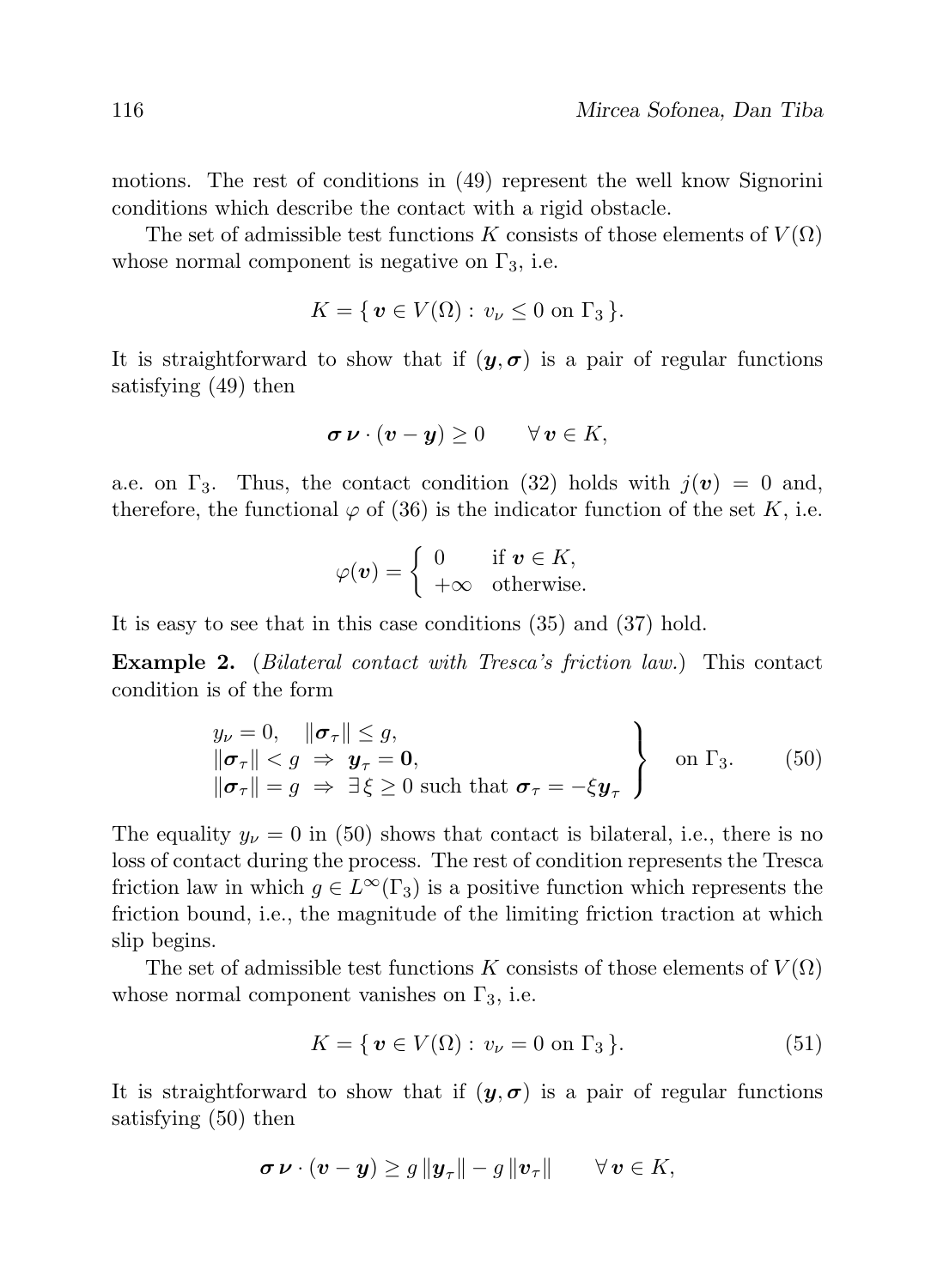motions. The rest of conditions in (49) represent the well know Signorini conditions which describe the contact with a rigid obstacle.

The set of admissible test functions $K$ consists of those elements of $V(\Omega)$ whose normal component is negative on $\Gamma_3$, i.e.

$$K = \{\, \boldsymbol{v} \in V(\Omega) : \, v_\nu \le 0 \text{ on } \Gamma_3 \,\}.$$

It is straightforward to show that if $(\boldsymbol{y}, \boldsymbol{\sigma})$ is a pair of regular functions satisfying (49) then

$$\boldsymbol{\sigma}\boldsymbol{\nu} \cdot (\boldsymbol{v} - \boldsymbol{y}) \ge 0 \qquad \forall\, \boldsymbol{v} \in K,$$

a.e. on $\Gamma_3$. Thus, the contact condition (32) holds with $j(\boldsymbol{v}) = 0$ and, therefore, the functional $\varphi$ of (36) is the indicator function of the set $K$, i.e.

$$\varphi(\boldsymbol{v}) = \begin{cases} 0 & \text{if } \boldsymbol{v} \in K, \\ +\infty & \text{otherwise.} \end{cases}$$

It is easy to see that in this case conditions (35) and (37) hold.

**Example 2.** (*Bilateral contact with Tresca's friction law.*) This contact condition is of the form

$$\left.\begin{array}{l} y_\nu = 0, \quad \|\boldsymbol{\sigma}_\tau\| \le g, \\ \|\boldsymbol{\sigma}_\tau\| < g \;\Rightarrow\; \boldsymbol{y}_\tau = \boldsymbol{0}, \\ \|\boldsymbol{\sigma}_\tau\| = g \;\Rightarrow\; \exists\, \xi \ge 0 \text{ such that } \boldsymbol{\sigma}_\tau = -\xi \boldsymbol{y}_\tau \end{array}\right\} \quad \text{on } \Gamma_3. \tag{50}$$

The equality $y_\nu = 0$ in (50) shows that contact is bilateral, i.e., there is no loss of contact during the process. The rest of condition represents the Tresca friction law in which $g \in L^\infty(\Gamma_3)$ is a positive function which represents the friction bound, i.e., the magnitude of the limiting friction traction at which slip begins.

The set of admissible test functions $K$ consists of those elements of $V(\Omega)$ whose normal component vanishes on $\Gamma_3$, i.e.

$$K = \{\, \boldsymbol{v} \in V(\Omega) : \, v_\nu = 0 \text{ on } \Gamma_3 \,\}. \tag{51}$$

It is straightforward to show that if $(\boldsymbol{y}, \boldsymbol{\sigma})$ is a pair of regular functions satisfying (50) then

$$\boldsymbol{\sigma}\boldsymbol{\nu} \cdot (\boldsymbol{v} - \boldsymbol{y}) \ge g\,\|\boldsymbol{y}_\tau\| - g\,\|\boldsymbol{v}_\tau\| \qquad \forall\, \boldsymbol{v} \in K,$$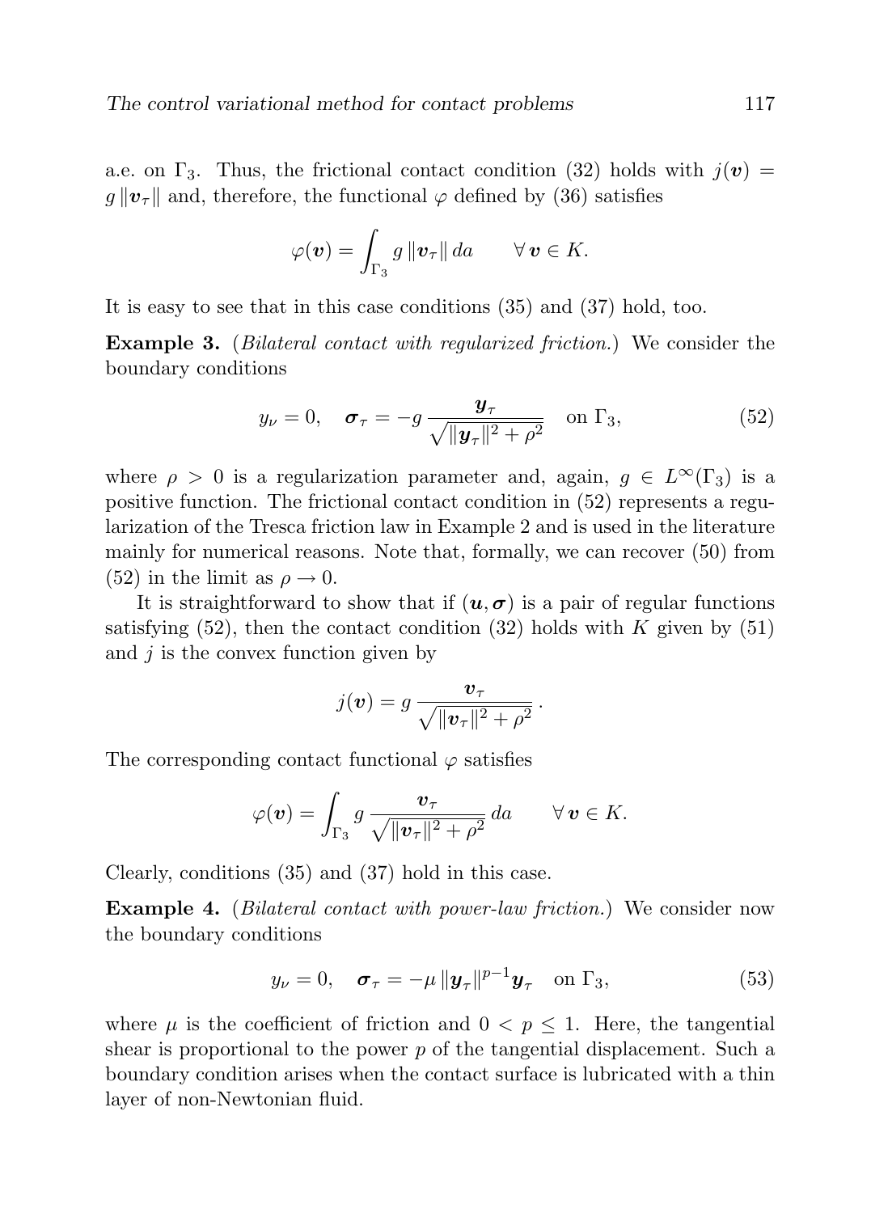a.e. on $\Gamma_3$. Thus, the frictional contact condition (32) holds with $j(\boldsymbol{v}) = g\,\|\boldsymbol{v}_\tau\|$ and, therefore, the functional $\varphi$ defined by (36) satisfies

$$\varphi(\boldsymbol{v}) = \int_{\Gamma_3} g\,\|\boldsymbol{v}_\tau\|\,da \qquad \forall\,\boldsymbol{v} \in K.$$

It is easy to see that in this case conditions (35) and (37) hold, too.

**Example 3.** (*Bilateral contact with regularized friction.*) We consider the boundary conditions

$$y_\nu = 0, \quad \boldsymbol{\sigma}_\tau = -g\,\frac{\boldsymbol{y}_\tau}{\sqrt{\|\boldsymbol{y}_\tau\|^2 + \rho^2}} \quad \text{on } \Gamma_3, \tag{52}$$

where $\rho > 0$ is a regularization parameter and, again, $g \in L^\infty(\Gamma_3)$ is a positive function. The frictional contact condition in (52) represents a regularization of the Tresca friction law in Example 2 and is used in the literature mainly for numerical reasons. Note that, formally, we can recover (50) from (52) in the limit as $\rho \to 0$.

It is straightforward to show that if $(\boldsymbol{u}, \boldsymbol{\sigma})$ is a pair of regular functions satisfying (52), then the contact condition (32) holds with $K$ given by (51) and $j$ is the convex function given by

$$j(\boldsymbol{v}) = g\,\frac{\boldsymbol{v}_\tau}{\sqrt{\|\boldsymbol{v}_\tau\|^2 + \rho^2}}\,.$$

The corresponding contact functional $\varphi$ satisfies

$$\varphi(\boldsymbol{v}) = \int_{\Gamma_3} g\,\frac{\boldsymbol{v}_\tau}{\sqrt{\|\boldsymbol{v}_\tau\|^2 + \rho^2}}\,da \qquad \forall\,\boldsymbol{v} \in K.$$

Clearly, conditions (35) and (37) hold in this case.

**Example 4.** (*Bilateral contact with power-law friction.*) We consider now the boundary conditions

$$y_\nu = 0, \quad \boldsymbol{\sigma}_\tau = -\mu\,\|\boldsymbol{y}_\tau\|^{p-1}\boldsymbol{y}_\tau \quad \text{on } \Gamma_3, \tag{53}$$

where $\mu$ is the coefficient of friction and $0 < p \leq 1$. Here, the tangential shear is proportional to the power $p$ of the tangential displacement. Such a boundary condition arises when the contact surface is lubricated with a thin layer of non-Newtonian fluid.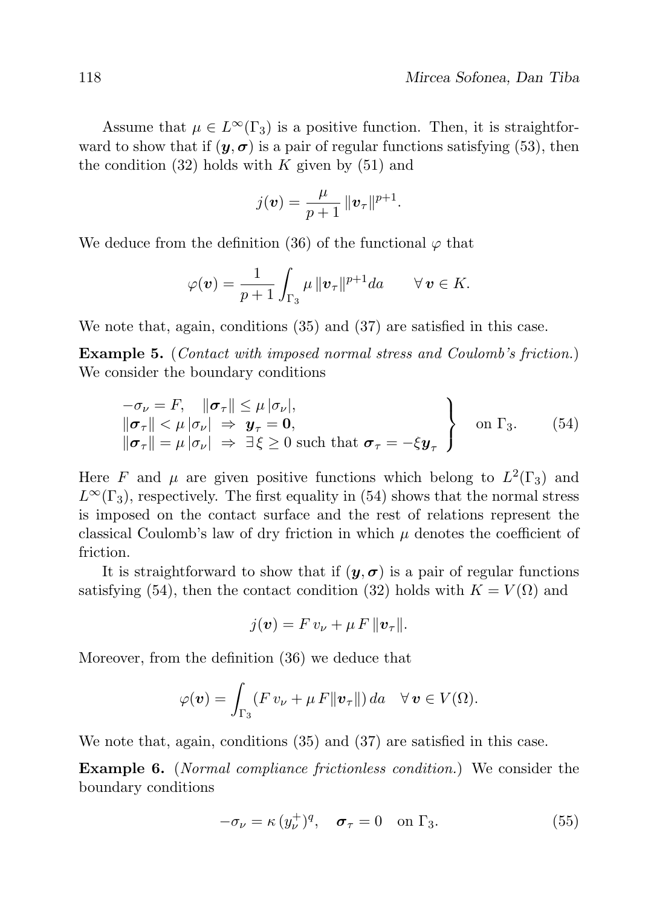Assume that $\mu \in L^\infty(\Gamma_3)$ is a positive function. Then, it is straightforward to show that if $(\boldsymbol{y}, \boldsymbol{\sigma})$ is a pair of regular functions satisfying (53), then the condition (32) holds with $K$ given by (51) and

$$j(\boldsymbol{v}) = \frac{\mu}{p+1}\, \|\boldsymbol{v}_\tau\|^{p+1}.$$

We deduce from the definition (36) of the functional $\varphi$ that

$$\varphi(\boldsymbol{v}) = \frac{1}{p+1}\int_{\Gamma_3} \mu\, \|\boldsymbol{v}_\tau\|^{p+1} da \qquad \forall\, \boldsymbol{v} \in K.$$

We note that, again, conditions (35) and (37) are satisfied in this case.

**Example 5.** (*Contact with imposed normal stress and Coulomb's friction.*) We consider the boundary conditions

$$\left.\begin{array}{l}
-\sigma_\nu = F, \quad \|\boldsymbol{\sigma}_\tau\| \le \mu\, |\sigma_\nu|, \\
\|\boldsymbol{\sigma}_\tau\| < \mu\, |\sigma_\nu| \;\Rightarrow\; \boldsymbol{y}_\tau = \boldsymbol{0}, \\
\|\boldsymbol{\sigma}_\tau\| = \mu\, |\sigma_\nu| \;\Rightarrow\; \exists\, \xi \ge 0 \text{ such that } \boldsymbol{\sigma}_\tau = -\xi \boldsymbol{y}_\tau
\end{array}\right\} \quad \text{on } \Gamma_3. \tag{54}$$

Here $F$ and $\mu$ are given positive functions which belong to $L^2(\Gamma_3)$ and $L^\infty(\Gamma_3)$, respectively. The first equality in (54) shows that the normal stress is imposed on the contact surface and the rest of relations represent the classical Coulomb's law of dry friction in which $\mu$ denotes the coefficient of friction.

It is straightforward to show that if $(\boldsymbol{y}, \boldsymbol{\sigma})$ is a pair of regular functions satisfying (54), then the contact condition (32) holds with $K = V(\Omega)$ and

$$j(\boldsymbol{v}) = F\, v_\nu + \mu\, F\, \|\boldsymbol{v}_\tau\|.$$

Moreover, from the definition (36) we deduce that

$$\varphi(\boldsymbol{v}) = \int_{\Gamma_3} (F\, v_\nu + \mu\, F \|\boldsymbol{v}_\tau\|)\, da \quad \forall\, \boldsymbol{v} \in V(\Omega).$$

We note that, again, conditions (35) and (37) are satisfied in this case.

**Example 6.** (*Normal compliance frictionless condition.*) We consider the boundary conditions

$$-\sigma_\nu = \kappa\, (y_\nu^+)^q, \quad \boldsymbol{\sigma}_\tau = 0 \quad \text{on } \Gamma_3. \tag{55}$$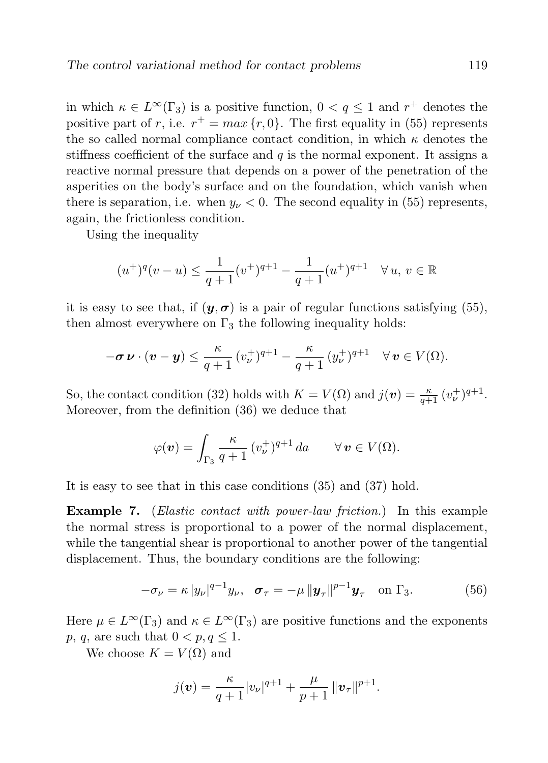in which $\kappa \in L^\infty(\Gamma_3)$ is a positive function, $0 < q \leq 1$ and $r^+$ denotes the positive part of $r$, i.e. $r^+ = max\,\{r, 0\}$. The first equality in (55) represents the so called normal compliance contact condition, in which $\kappa$ denotes the stiffness coefficient of the surface and $q$ is the normal exponent. It assigns a reactive normal pressure that depends on a power of the penetration of the asperities on the body's surface and on the foundation, which vanish when there is separation, i.e. when $y_\nu < 0$. The second equality in (55) represents, again, the frictionless condition.

Using the inequality

$$(u^+)^q(v-u) \leq \frac{1}{q+1}(v^+)^{q+1} - \frac{1}{q+1}(u^+)^{q+1} \quad \forall\, u,\, v \in \mathbb{R}$$

it is easy to see that, if $(\boldsymbol{y}, \boldsymbol{\sigma})$ is a pair of regular functions satisfying (55), then almost everywhere on $\Gamma_3$ the following inequality holds:

$$-\boldsymbol{\sigma}\,\boldsymbol{\nu} \cdot (\boldsymbol{v} - \boldsymbol{y}) \leq \frac{\kappa}{q+1}\,(v_\nu^+)^{q+1} - \frac{\kappa}{q+1}\,(y_\nu^+)^{q+1} \quad \forall\, \boldsymbol{v} \in V(\Omega).$$

So, the contact condition (32) holds with $K = V(\Omega)$ and $j(\boldsymbol{v}) = \frac{\kappa}{q+1}\,(v_\nu^+)^{q+1}$. Moreover, from the definition (36) we deduce that

$$\varphi(\boldsymbol{v}) = \int_{\Gamma_3} \frac{\kappa}{q+1}\,(v_\nu^+)^{q+1}\,da \qquad \forall\, \boldsymbol{v} \in V(\Omega).$$

It is easy to see that in this case conditions (35) and (37) hold.

**Example 7.** (*Elastic contact with power-law friction.*) In this example the normal stress is proportional to a power of the normal displacement, while the tangential shear is proportional to another power of the tangential displacement. Thus, the boundary conditions are the following:

$$-\sigma_\nu = \kappa\,|y_\nu|^{q-1}y_\nu, \quad \boldsymbol{\sigma}_\tau = -\mu\,\|\boldsymbol{y}_\tau\|^{p-1}\boldsymbol{y}_\tau \quad \text{on } \Gamma_3. \tag{56}$$

Here $\mu \in L^\infty(\Gamma_3)$ and $\kappa \in L^\infty(\Gamma_3)$ are positive functions and the exponents $p$, $q$, are such that $0 < p, q \leq 1$.

We choose $K = V(\Omega)$ and

$$j(\boldsymbol{v}) = \frac{\kappa}{q+1}|v_\nu|^{q+1} + \frac{\mu}{p+1}\,\|\boldsymbol{v}_\tau\|^{p+1}.$$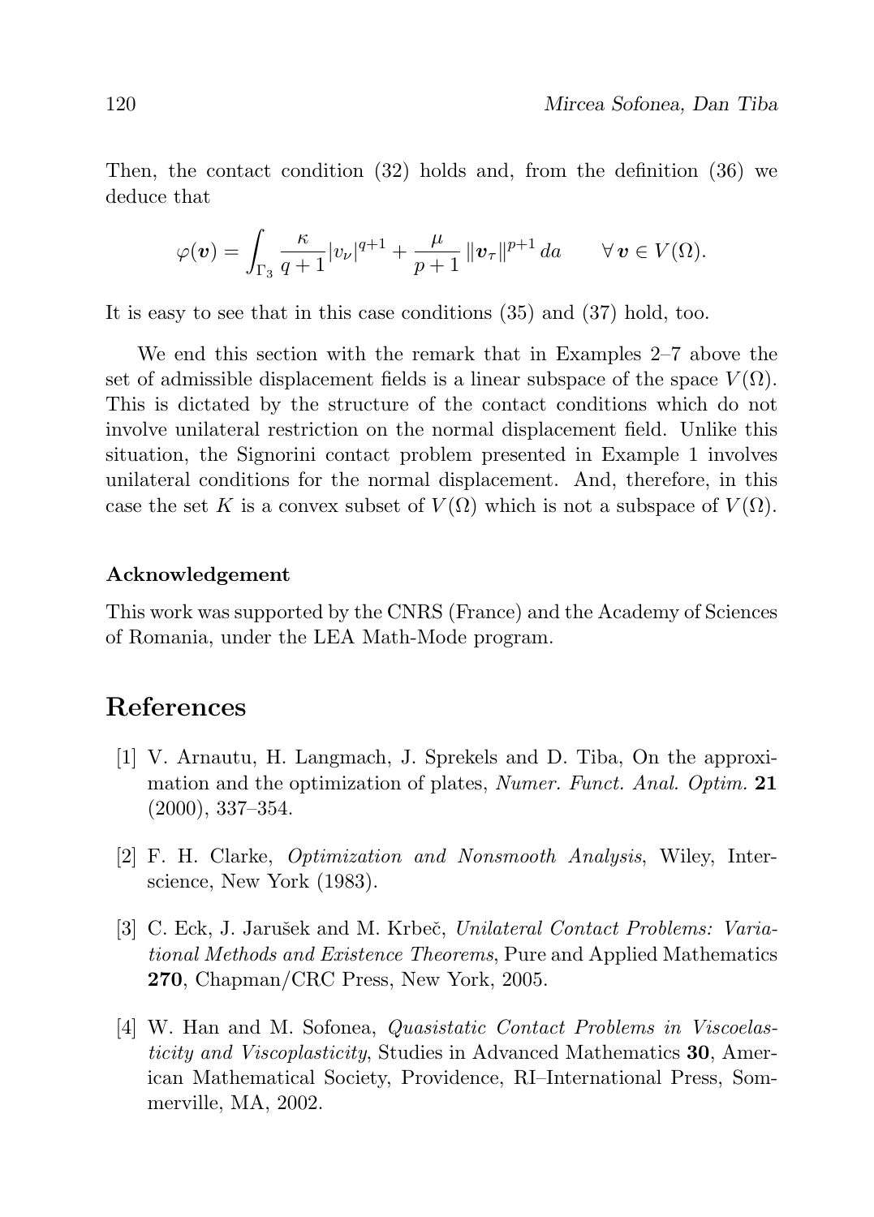Then, the contact condition (32) holds and, from the definition (36) we deduce that

$$\varphi(\boldsymbol{v}) = \int_{\Gamma_3} \frac{\kappa}{q+1}|v_\nu|^{q+1} + \frac{\mu}{p+1}\,\|\boldsymbol{v}_\tau\|^{p+1}\,da \qquad \forall\,\boldsymbol{v} \in V(\Omega).$$

It is easy to see that in this case conditions (35) and (37) hold, too.

We end this section with the remark that in Examples 2–7 above the set of admissible displacement fields is a linear subspace of the space $V(\Omega)$. This is dictated by the structure of the contact conditions which do not involve unilateral restriction on the normal displacement field. Unlike this situation, the Signorini contact problem presented in Example 1 involves unilateral conditions for the normal displacement. And, therefore, in this case the set $K$ is a convex subset of $V(\Omega)$ which is not a subspace of $V(\Omega)$.

#### Acknowledgement

This work was supported by the CNRS (France) and the Academy of Sciences of Romania, under the LEA Math-Mode program.

## References

[1] V. Arnautu, H. Langmach, J. Sprekels and D. Tiba, On the approximation and the optimization of plates, *Numer. Funct. Anal. Optim.* **21** (2000), 337–354.

[2] F. H. Clarke, *Optimization and Nonsmooth Analysis*, Wiley, Interscience, New York (1983).

[3] C. Eck, J. Jarušek and M. Krbeč, *Unilateral Contact Problems: Variational Methods and Existence Theorems*, Pure and Applied Mathematics **270**, Chapman/CRC Press, New York, 2005.

[4] W. Han and M. Sofonea, *Quasistatic Contact Problems in Viscoelasticity and Viscoplasticity*, Studies in Advanced Mathematics **30**, American Mathematical Society, Providence, RI–International Press, Sommerville, MA, 2002.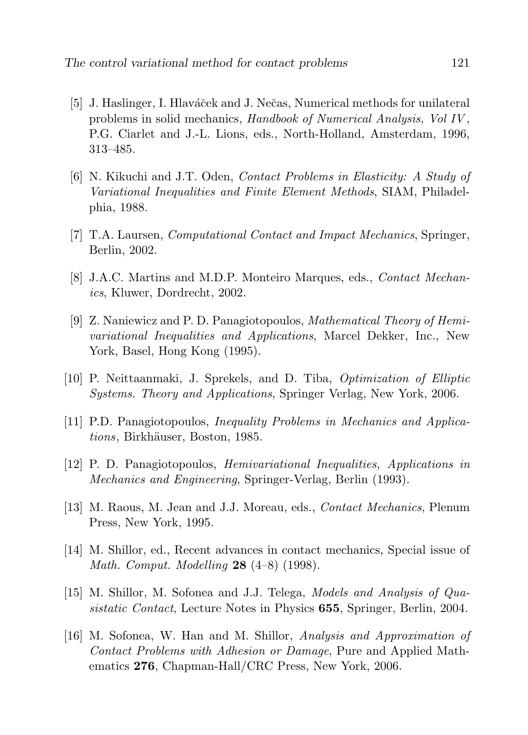[5] J. Haslinger, I. Hlaváček and J. Nečas, Numerical methods for unilateral problems in solid mechanics, *Handbook of Numerical Analysis, Vol IV*, P.G. Ciarlet and J.-L. Lions, eds., North-Holland, Amsterdam, 1996, 313–485.

[6] N. Kikuchi and J.T. Oden, *Contact Problems in Elasticity: A Study of Variational Inequalities and Finite Element Methods*, SIAM, Philadelphia, 1988.

[7] T.A. Laursen, *Computational Contact and Impact Mechanics*, Springer, Berlin, 2002.

[8] J.A.C. Martins and M.D.P. Monteiro Marques, eds., *Contact Mechanics*, Kluwer, Dordrecht, 2002.

[9] Z. Naniewicz and P. D. Panagiotopoulos, *Mathematical Theory of Hemivariational Inequalities and Applications*, Marcel Dekker, Inc., New York, Basel, Hong Kong (1995).

[10] P. Neittaanmaki, J. Sprekels, and D. Tiba, *Optimization of Elliptic Systems. Theory and Applications*, Springer Verlag, New York, 2006.

[11] P.D. Panagiotopoulos, *Inequality Problems in Mechanics and Applications*, Birkhäuser, Boston, 1985.

[12] P. D. Panagiotopoulos, *Hemivariational Inequalities, Applications in Mechanics and Engineering*, Springer-Verlag, Berlin (1993).

[13] M. Raous, M. Jean and J.J. Moreau, eds., *Contact Mechanics*, Plenum Press, New York, 1995.

[14] M. Shillor, ed., Recent advances in contact mechanics, Special issue of *Math. Comput. Modelling* **28** (4–8) (1998).

[15] M. Shillor, M. Sofonea and J.J. Telega, *Models and Analysis of Quasistatic Contact*, Lecture Notes in Physics **655**, Springer, Berlin, 2004.

[16] M. Sofonea, W. Han and M. Shillor, *Analysis and Approximation of Contact Problems with Adhesion or Damage*, Pure and Applied Mathematics **276**, Chapman-Hall/CRC Press, New York, 2006.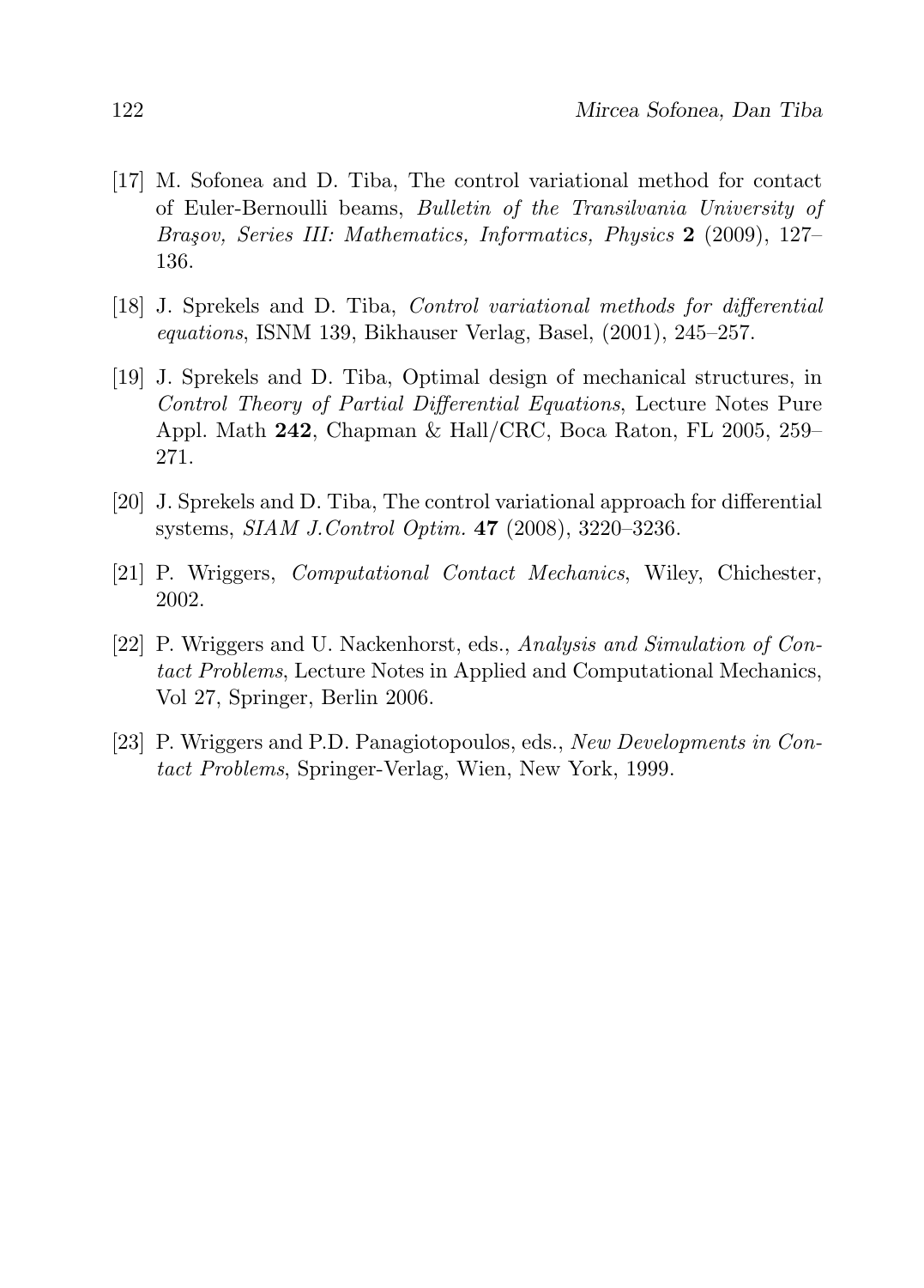[17] M. Sofonea and D. Tiba, The control variational method for contact of Euler-Bernoulli beams, *Bulletin of the Transilvania University of Braşov, Series III: Mathematics, Informatics, Physics* **2** (2009), 127–136.

[18] J. Sprekels and D. Tiba, *Control variational methods for differential equations*, ISNM 139, Bikhauser Verlag, Basel, (2001), 245–257.

[19] J. Sprekels and D. Tiba, Optimal design of mechanical structures, in *Control Theory of Partial Differential Equations*, Lecture Notes Pure Appl. Math **242**, Chapman & Hall/CRC, Boca Raton, FL 2005, 259–271.

[20] J. Sprekels and D. Tiba, The control variational approach for differential systems, *SIAM J.Control Optim.* **47** (2008), 3220–3236.

[21] P. Wriggers, *Computational Contact Mechanics*, Wiley, Chichester, 2002.

[22] P. Wriggers and U. Nackenhorst, eds., *Analysis and Simulation of Contact Problems*, Lecture Notes in Applied and Computational Mechanics, Vol 27, Springer, Berlin 2006.

[23] P. Wriggers and P.D. Panagiotopoulos, eds., *New Developments in Contact Problems*, Springer-Verlag, Wien, New York, 1999.